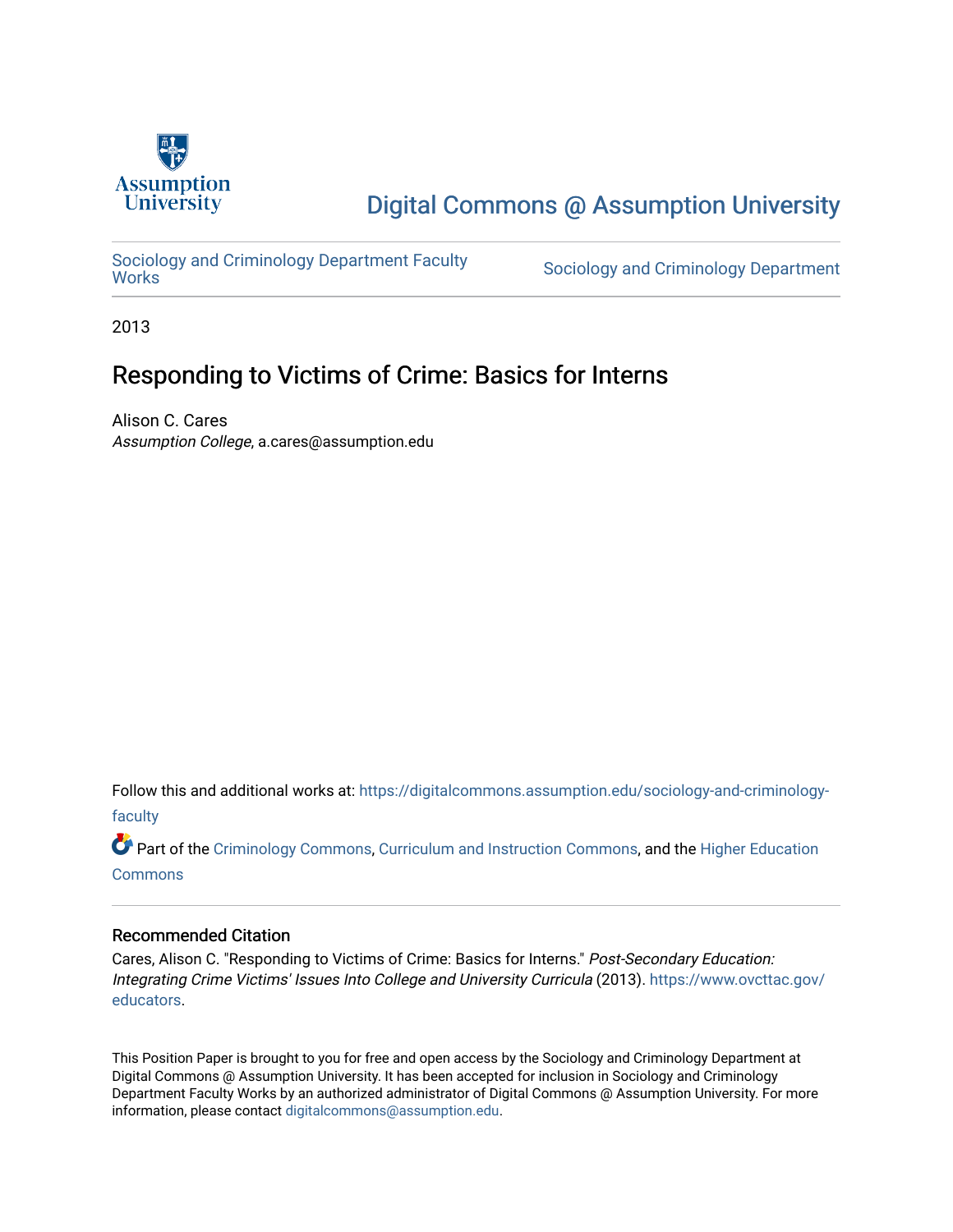Assumption University

# Digital Commons @ Assumption University

Sociology and Criminology Department Faculty Works | Sociology and Criminology Department

2013

## Responding to Victims of Crime: Basics for Interns

Alison C. Cares
*Assumption College*, a.cares@assumption.edu

Follow this and additional works at: https://digitalcommons.assumption.edu/sociology-and-criminology-faculty

Part of the Criminology Commons, Curriculum and Instruction Commons, and the Higher Education Commons

### Recommended Citation

Cares, Alison C. "Responding to Victims of Crime: Basics for Interns." *Post-Secondary Education: Integrating Crime Victims' Issues Into College and University Curricula* (2013). https://www.ovcttac.gov/educators.

This Position Paper is brought to you for free and open access by the Sociology and Criminology Department at Digital Commons @ Assumption University. It has been accepted for inclusion in Sociology and Criminology Department Faculty Works by an authorized administrator of Digital Commons @ Assumption University. For more information, please contact digitalcommons@assumption.edu.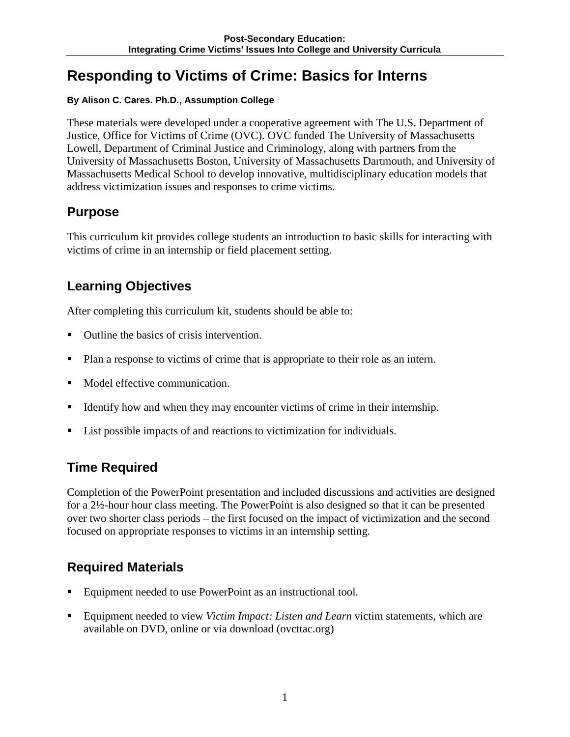# Responding to Victims of Crime: Basics for Interns

**By Alison C. Cares. Ph.D., Assumption College**

These materials were developed under a cooperative agreement with The U.S. Department of Justice, Office for Victims of Crime (OVC). OVC funded The University of Massachusetts Lowell, Department of Criminal Justice and Criminology, along with partners from the University of Massachusetts Boston, University of Massachusetts Dartmouth, and University of Massachusetts Medical School to develop innovative, multidisciplinary education models that address victimization issues and responses to crime victims.

## Purpose

This curriculum kit provides college students an introduction to basic skills for interacting with victims of crime in an internship or field placement setting.

## Learning Objectives

After completing this curriculum kit, students should be able to:

- Outline the basics of crisis intervention.
- Plan a response to victims of crime that is appropriate to their role as an intern.
- Model effective communication.
- Identify how and when they may encounter victims of crime in their internship.
- List possible impacts of and reactions to victimization for individuals.

## Time Required

Completion of the PowerPoint presentation and included discussions and activities are designed for a 2½-hour hour class meeting. The PowerPoint is also designed so that it can be presented over two shorter class periods – the first focused on the impact of victimization and the second focused on appropriate responses to victims in an internship setting.

## Required Materials

- Equipment needed to use PowerPoint as an instructional tool.
- Equipment needed to view *Victim Impact: Listen and Learn* victim statements, which are available on DVD, online or via download (ovcttac.org)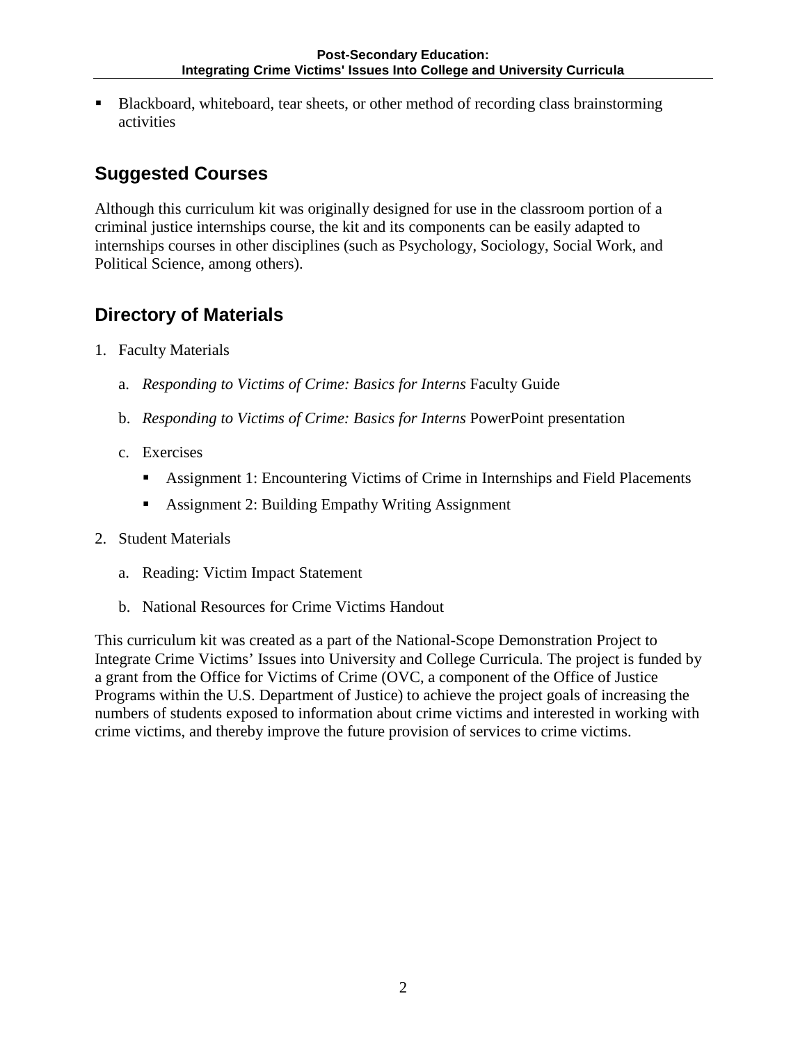- Blackboard, whiteboard, tear sheets, or other method of recording class brainstorming activities

## Suggested Courses

Although this curriculum kit was originally designed for use in the classroom portion of a criminal justice internships course, the kit and its components can be easily adapted to internships courses in other disciplines (such as Psychology, Sociology, Social Work, and Political Science, among others).

## Directory of Materials

1. Faculty Materials

   a. *Responding to Victims of Crime: Basics for Interns* Faculty Guide

   b. *Responding to Victims of Crime: Basics for Interns* PowerPoint presentation

   c. Exercises

      - Assignment 1: Encountering Victims of Crime in Internships and Field Placements
      - Assignment 2: Building Empathy Writing Assignment

2. Student Materials

   a. Reading: Victim Impact Statement

   b. National Resources for Crime Victims Handout

This curriculum kit was created as a part of the National-Scope Demonstration Project to Integrate Crime Victims' Issues into University and College Curricula. The project is funded by a grant from the Office for Victims of Crime (OVC, a component of the Office of Justice Programs within the U.S. Department of Justice) to achieve the project goals of increasing the numbers of students exposed to information about crime victims and interested in working with crime victims, and thereby improve the future provision of services to crime victims.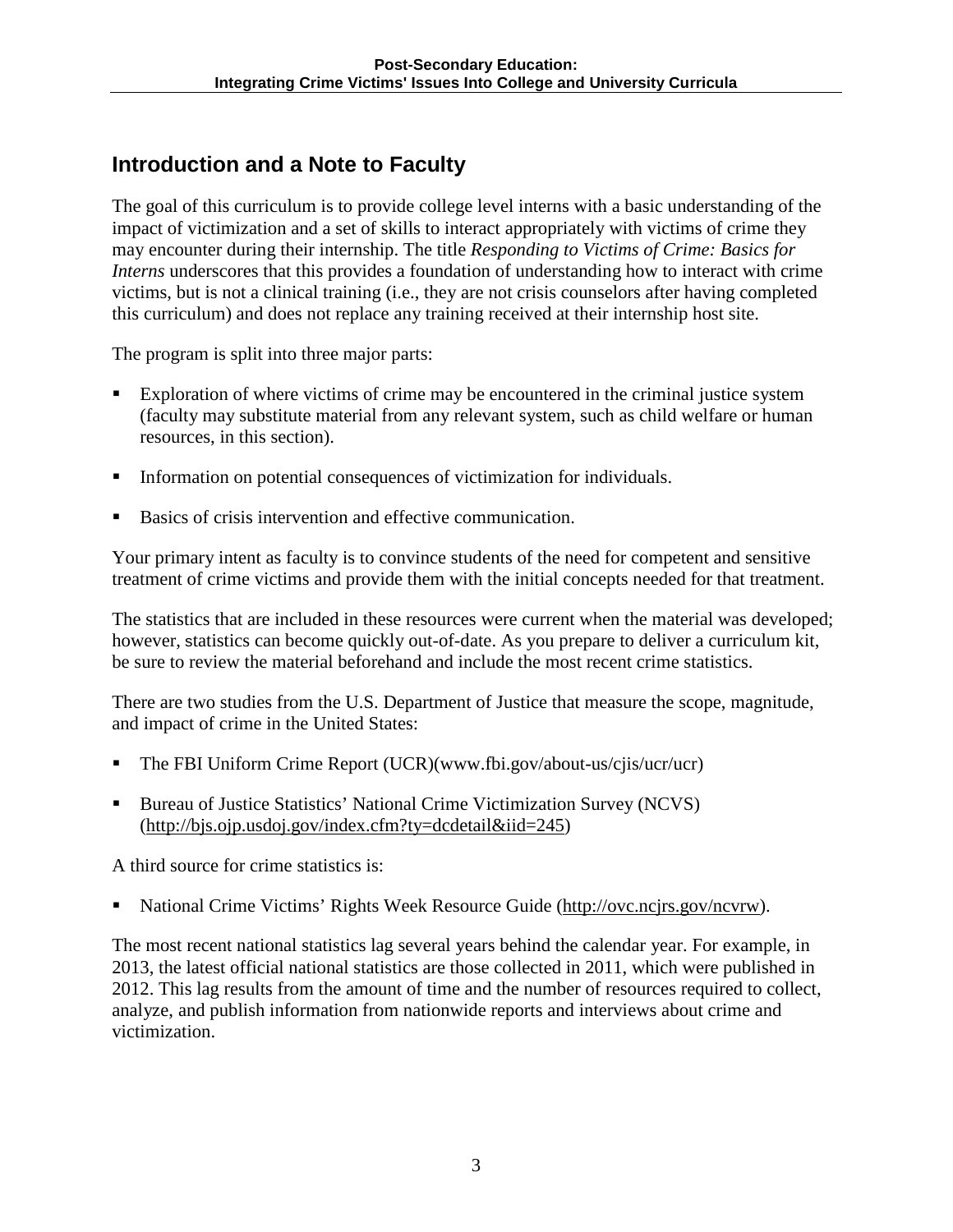## Introduction and a Note to Faculty

The goal of this curriculum is to provide college level interns with a basic understanding of the impact of victimization and a set of skills to interact appropriately with victims of crime they may encounter during their internship. The title *Responding to Victims of Crime: Basics for Interns* underscores that this provides a foundation of understanding how to interact with crime victims, but is not a clinical training (i.e., they are not crisis counselors after having completed this curriculum) and does not replace any training received at their internship host site.

The program is split into three major parts:

- Exploration of where victims of crime may be encountered in the criminal justice system (faculty may substitute material from any relevant system, such as child welfare or human resources, in this section).
- Information on potential consequences of victimization for individuals.
- Basics of crisis intervention and effective communication.

Your primary intent as faculty is to convince students of the need for competent and sensitive treatment of crime victims and provide them with the initial concepts needed for that treatment.

The statistics that are included in these resources were current when the material was developed; however, statistics can become quickly out-of-date. As you prepare to deliver a curriculum kit, be sure to review the material beforehand and include the most recent crime statistics.

There are two studies from the U.S. Department of Justice that measure the scope, magnitude, and impact of crime in the United States:

- The FBI Uniform Crime Report (UCR)(www.fbi.gov/about-us/cjis/ucr/ucr)
- Bureau of Justice Statistics' National Crime Victimization Survey (NCVS) (http://bjs.ojp.usdoj.gov/index.cfm?ty=dcdetail&iid=245)

A third source for crime statistics is:

- National Crime Victims' Rights Week Resource Guide (http://ovc.ncjrs.gov/ncvrw).

The most recent national statistics lag several years behind the calendar year. For example, in 2013, the latest official national statistics are those collected in 2011, which were published in 2012. This lag results from the amount of time and the number of resources required to collect, analyze, and publish information from nationwide reports and interviews about crime and victimization.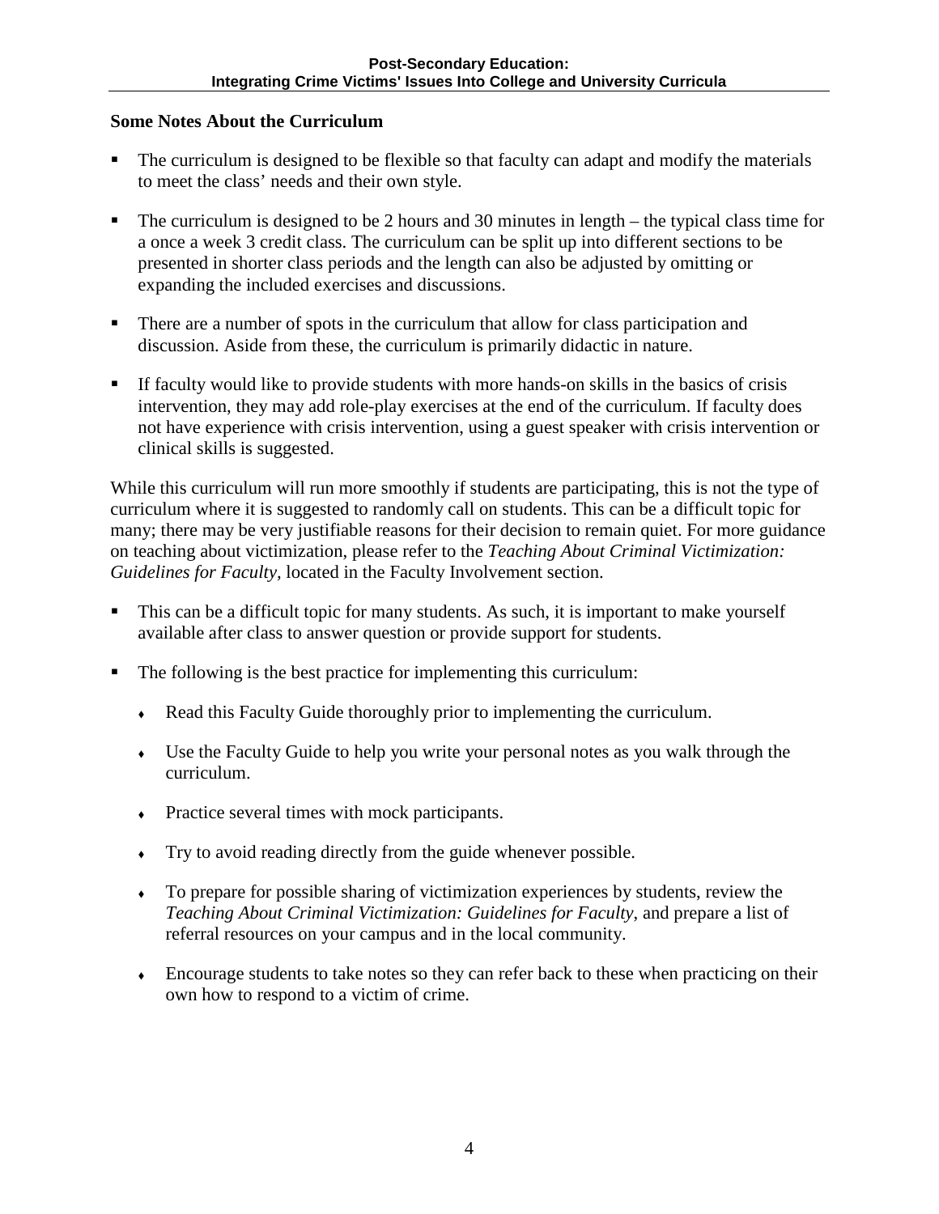### Some Notes About the Curriculum

- The curriculum is designed to be flexible so that faculty can adapt and modify the materials to meet the class' needs and their own style.
- The curriculum is designed to be 2 hours and 30 minutes in length – the typical class time for a once a week 3 credit class. The curriculum can be split up into different sections to be presented in shorter class periods and the length can also be adjusted by omitting or expanding the included exercises and discussions.
- There are a number of spots in the curriculum that allow for class participation and discussion. Aside from these, the curriculum is primarily didactic in nature.
- If faculty would like to provide students with more hands-on skills in the basics of crisis intervention, they may add role-play exercises at the end of the curriculum. If faculty does not have experience with crisis intervention, using a guest speaker with crisis intervention or clinical skills is suggested.

While this curriculum will run more smoothly if students are participating, this is not the type of curriculum where it is suggested to randomly call on students. This can be a difficult topic for many; there may be very justifiable reasons for their decision to remain quiet. For more guidance on teaching about victimization, please refer to the *Teaching About Criminal Victimization: Guidelines for Faculty,* located in the Faculty Involvement section.

- This can be a difficult topic for many students. As such, it is important to make yourself available after class to answer question or provide support for students.
- The following is the best practice for implementing this curriculum:
  - Read this Faculty Guide thoroughly prior to implementing the curriculum.
  - Use the Faculty Guide to help you write your personal notes as you walk through the curriculum.
  - Practice several times with mock participants.
  - Try to avoid reading directly from the guide whenever possible.
  - To prepare for possible sharing of victimization experiences by students, review the *Teaching About Criminal Victimization: Guidelines for Faculty*, and prepare a list of referral resources on your campus and in the local community.
  - Encourage students to take notes so they can refer back to these when practicing on their own how to respond to a victim of crime.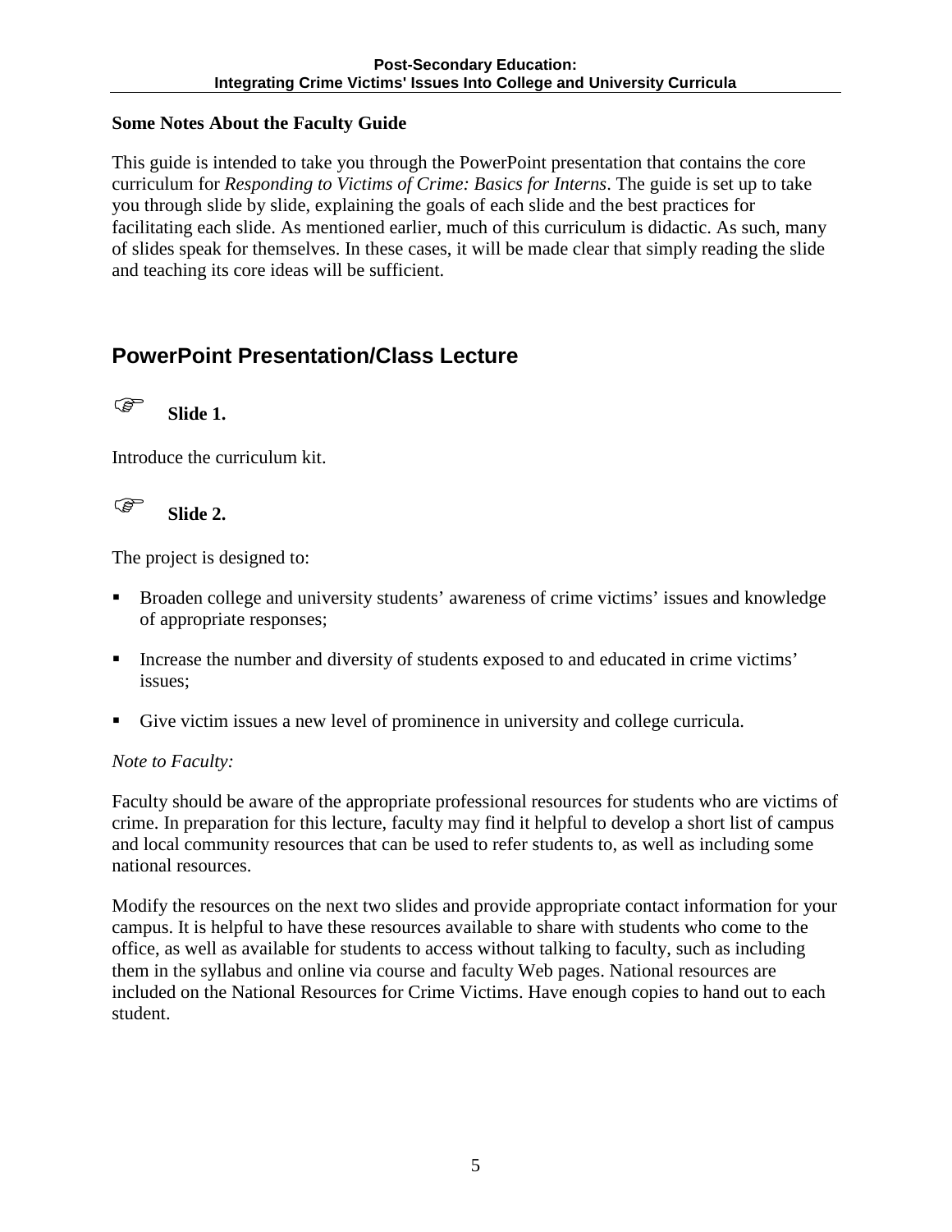**Some Notes About the Faculty Guide**

This guide is intended to take you through the PowerPoint presentation that contains the core curriculum for *Responding to Victims of Crime: Basics for Interns*. The guide is set up to take you through slide by slide, explaining the goals of each slide and the best practices for facilitating each slide. As mentioned earlier, much of this curriculum is didactic. As such, many of slides speak for themselves. In these cases, it will be made clear that simply reading the slide and teaching its core ideas will be sufficient.

## PowerPoint Presentation/Class Lecture

☞ **Slide 1.**

Introduce the curriculum kit.

☞ **Slide 2.**

The project is designed to:

- Broaden college and university students' awareness of crime victims' issues and knowledge of appropriate responses;
- Increase the number and diversity of students exposed to and educated in crime victims' issues;
- Give victim issues a new level of prominence in university and college curricula.

*Note to Faculty:*

Faculty should be aware of the appropriate professional resources for students who are victims of crime. In preparation for this lecture, faculty may find it helpful to develop a short list of campus and local community resources that can be used to refer students to, as well as including some national resources.

Modify the resources on the next two slides and provide appropriate contact information for your campus. It is helpful to have these resources available to share with students who come to the office, as well as available for students to access without talking to faculty, such as including them in the syllabus and online via course and faculty Web pages. National resources are included on the National Resources for Crime Victims. Have enough copies to hand out to each student.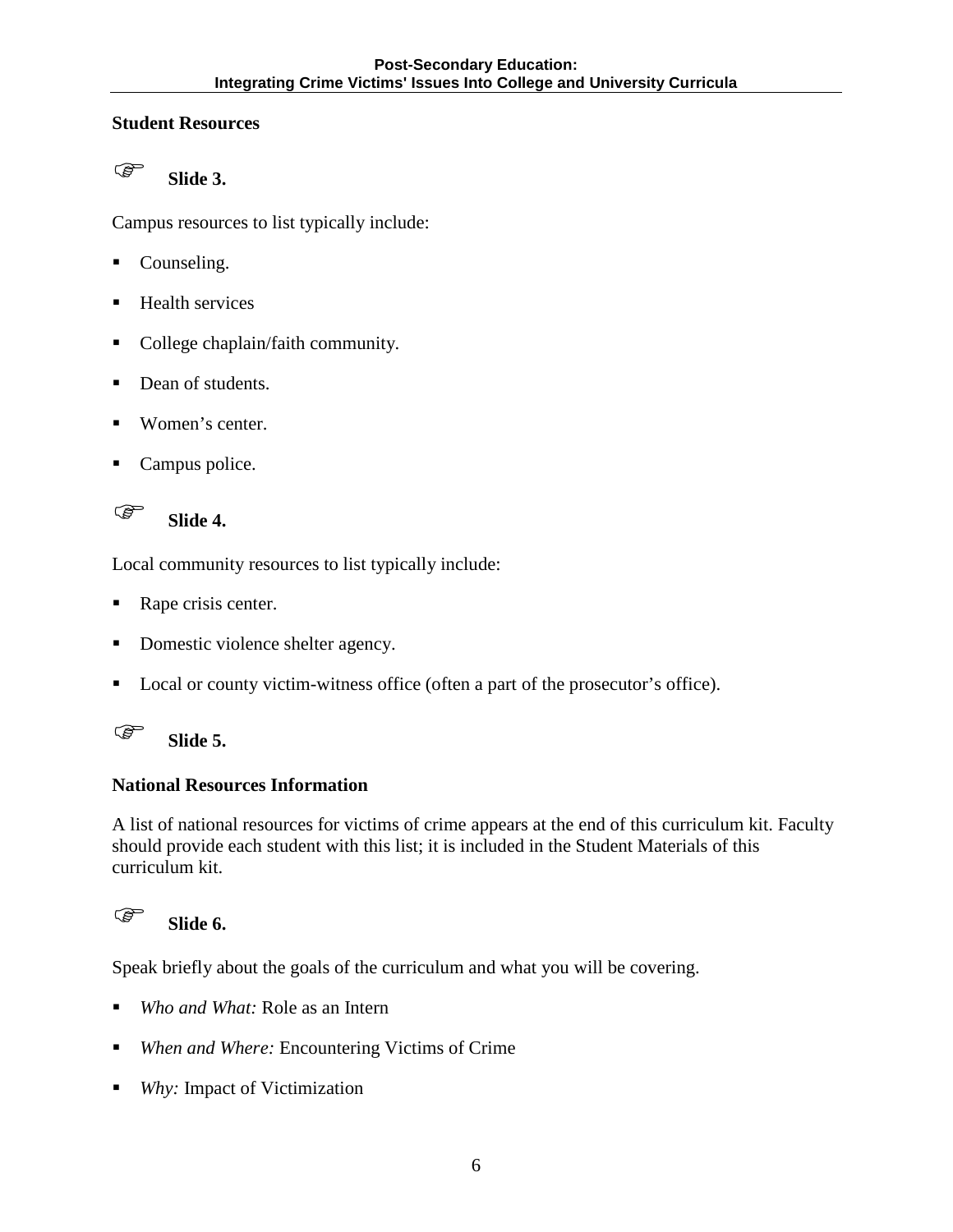## Student Resources

☞ **Slide 3.**

Campus resources to list typically include:

- Counseling.
- Health services
- College chaplain/faith community.
- Dean of students.
- Women's center.
- Campus police.

☞ **Slide 4.**

Local community resources to list typically include:

- Rape crisis center.
- Domestic violence shelter agency.
- Local or county victim-witness office (often a part of the prosecutor's office).

☞ **Slide 5.**

## National Resources Information

A list of national resources for victims of crime appears at the end of this curriculum kit. Faculty should provide each student with this list; it is included in the Student Materials of this curriculum kit.

☞ **Slide 6.**

Speak briefly about the goals of the curriculum and what you will be covering.

- *Who and What:* Role as an Intern
- *When and Where:* Encountering Victims of Crime
- *Why:* Impact of Victimization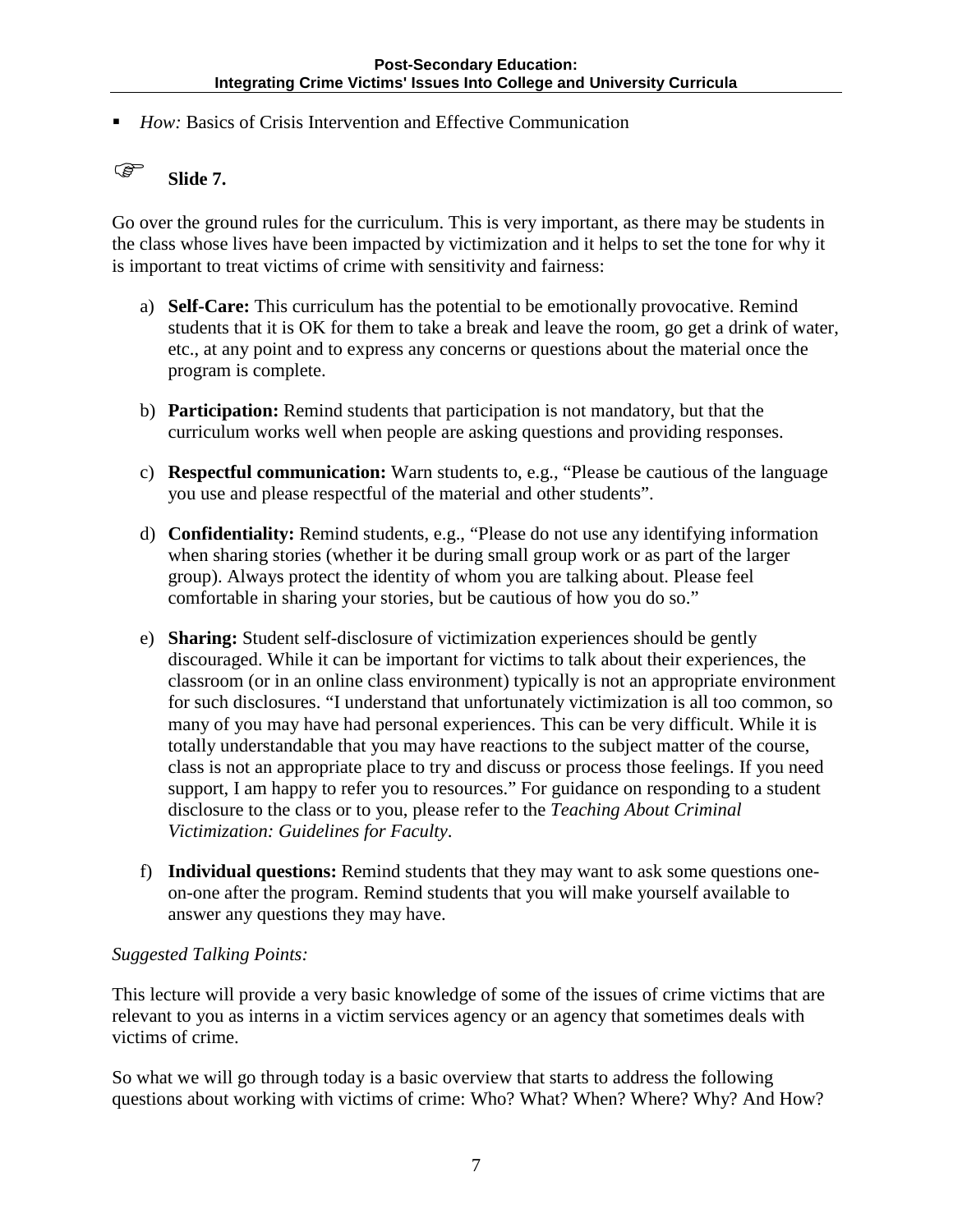- *How:* Basics of Crisis Intervention and Effective Communication

☞ **Slide 7.**

Go over the ground rules for the curriculum. This is very important, as there may be students in the class whose lives have been impacted by victimization and it helps to set the tone for why it is important to treat victims of crime with sensitivity and fairness:

a) **Self-Care:** This curriculum has the potential to be emotionally provocative. Remind students that it is OK for them to take a break and leave the room, go get a drink of water, etc., at any point and to express any concerns or questions about the material once the program is complete.

b) **Participation:** Remind students that participation is not mandatory, but that the curriculum works well when people are asking questions and providing responses.

c) **Respectful communication:** Warn students to, e.g., "Please be cautious of the language you use and please respectful of the material and other students".

d) **Confidentiality:** Remind students, e.g., "Please do not use any identifying information when sharing stories (whether it be during small group work or as part of the larger group). Always protect the identity of whom you are talking about. Please feel comfortable in sharing your stories, but be cautious of how you do so."

e) **Sharing:** Student self-disclosure of victimization experiences should be gently discouraged. While it can be important for victims to talk about their experiences, the classroom (or in an online class environment) typically is not an appropriate environment for such disclosures. "I understand that unfortunately victimization is all too common, so many of you may have had personal experiences. This can be very difficult. While it is totally understandable that you may have reactions to the subject matter of the course, class is not an appropriate place to try and discuss or process those feelings. If you need support, I am happy to refer you to resources." For guidance on responding to a student disclosure to the class or to you, please refer to the *Teaching About Criminal Victimization: Guidelines for Faculty*.

f) **Individual questions:** Remind students that they may want to ask some questions one-on-one after the program. Remind students that you will make yourself available to answer any questions they may have.

*Suggested Talking Points:*

This lecture will provide a very basic knowledge of some of the issues of crime victims that are relevant to you as interns in a victim services agency or an agency that sometimes deals with victims of crime.

So what we will go through today is a basic overview that starts to address the following questions about working with victims of crime: Who? What? When? Where? Why? And How?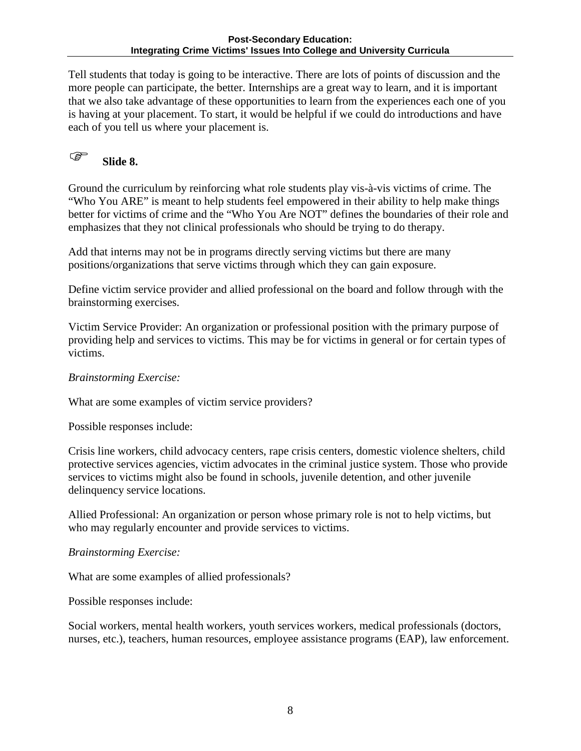Tell students that today is going to be interactive. There are lots of points of discussion and the more people can participate, the better. Internships are a great way to learn, and it is important that we also take advantage of these opportunities to learn from the experiences each one of you is having at your placement. To start, it would be helpful if we could do introductions and have each of you tell us where your placement is.

☞ **Slide 8.**

Ground the curriculum by reinforcing what role students play vis-à-vis victims of crime. The "Who You ARE" is meant to help students feel empowered in their ability to help make things better for victims of crime and the "Who You Are NOT" defines the boundaries of their role and emphasizes that they not clinical professionals who should be trying to do therapy.

Add that interns may not be in programs directly serving victims but there are many positions/organizations that serve victims through which they can gain exposure.

Define victim service provider and allied professional on the board and follow through with the brainstorming exercises.

Victim Service Provider: An organization or professional position with the primary purpose of providing help and services to victims. This may be for victims in general or for certain types of victims.

*Brainstorming Exercise:*

What are some examples of victim service providers?

Possible responses include:

Crisis line workers, child advocacy centers, rape crisis centers, domestic violence shelters, child protective services agencies, victim advocates in the criminal justice system. Those who provide services to victims might also be found in schools, juvenile detention, and other juvenile delinquency service locations.

Allied Professional: An organization or person whose primary role is not to help victims, but who may regularly encounter and provide services to victims.

*Brainstorming Exercise:*

What are some examples of allied professionals?

Possible responses include:

Social workers, mental health workers, youth services workers, medical professionals (doctors, nurses, etc.), teachers, human resources, employee assistance programs (EAP), law enforcement.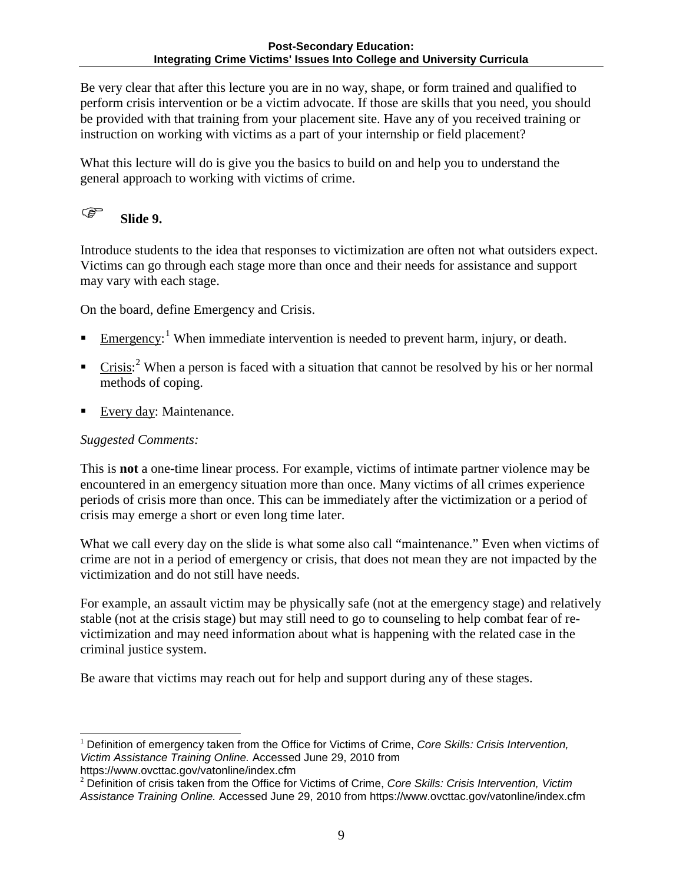Be very clear that after this lecture you are in no way, shape, or form trained and qualified to perform crisis intervention or be a victim advocate. If those are skills that you need, you should be provided with that training from your placement site. Have any of you received training or instruction on working with victims as a part of your internship or field placement?

What this lecture will do is give you the basics to build on and help you to understand the general approach to working with victims of crime.

☞ **Slide 9.**

Introduce students to the idea that responses to victimization are often not what outsiders expect. Victims can go through each stage more than once and their needs for assistance and support may vary with each stage.

On the board, define Emergency and Crisis.

- Emergency:[1] When immediate intervention is needed to prevent harm, injury, or death.
- Crisis:[2] When a person is faced with a situation that cannot be resolved by his or her normal methods of coping.
- Every day: Maintenance.

*Suggested Comments:*

This is **not** a one-time linear process. For example, victims of intimate partner violence may be encountered in an emergency situation more than once. Many victims of all crimes experience periods of crisis more than once. This can be immediately after the victimization or a period of crisis may emerge a short or even long time later.

What we call every day on the slide is what some also call "maintenance." Even when victims of crime are not in a period of emergency or crisis, that does not mean they are not impacted by the victimization and do not still have needs.

For example, an assault victim may be physically safe (not at the emergency stage) and relatively stable (not at the crisis stage) but may still need to go to counseling to help combat fear of re-victimization and may need information about what is happening with the related case in the criminal justice system.

Be aware that victims may reach out for help and support during any of these stages.

---

[1] Definition of emergency taken from the Office for Victims of Crime, *Core Skills: Crisis Intervention, Victim Assistance Training Online.* Accessed June 29, 2010 from https://www.ovcttac.gov/vatonline/index.cfm

[2] Definition of crisis taken from the Office for Victims of Crime, *Core Skills: Crisis Intervention, Victim Assistance Training Online.* Accessed June 29, 2010 from https://www.ovcttac.gov/vatonline/index.cfm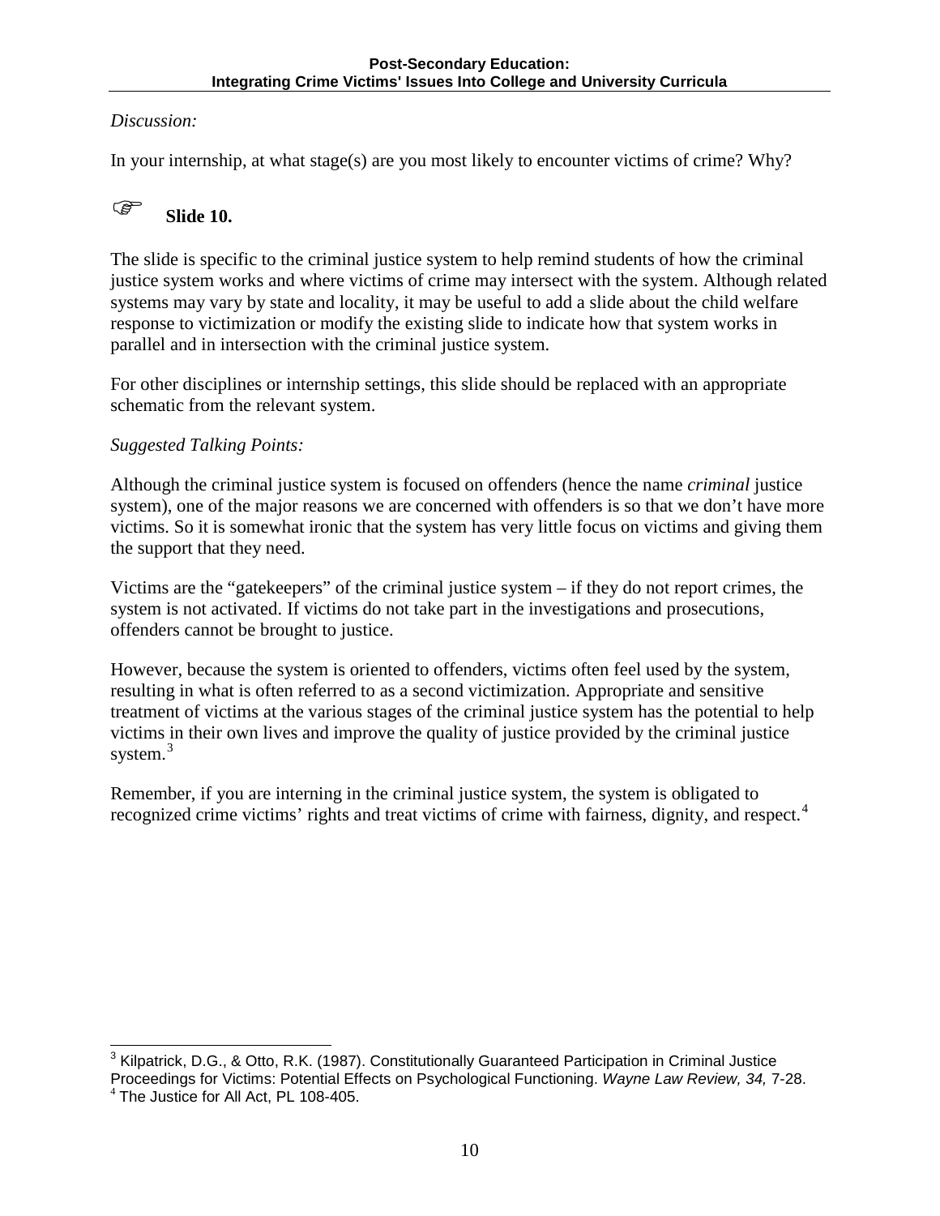*Discussion:*

In your internship, at what stage(s) are you most likely to encounter victims of crime? Why?

☞ **Slide 10.**

The slide is specific to the criminal justice system to help remind students of how the criminal justice system works and where victims of crime may intersect with the system. Although related systems may vary by state and locality, it may be useful to add a slide about the child welfare response to victimization or modify the existing slide to indicate how that system works in parallel and in intersection with the criminal justice system.

For other disciplines or internship settings, this slide should be replaced with an appropriate schematic from the relevant system.

*Suggested Talking Points:*

Although the criminal justice system is focused on offenders (hence the name *criminal* justice system), one of the major reasons we are concerned with offenders is so that we don't have more victims. So it is somewhat ironic that the system has very little focus on victims and giving them the support that they need.

Victims are the "gatekeepers" of the criminal justice system – if they do not report crimes, the system is not activated. If victims do not take part in the investigations and prosecutions, offenders cannot be brought to justice.

However, because the system is oriented to offenders, victims often feel used by the system, resulting in what is often referred to as a second victimization. Appropriate and sensitive treatment of victims at the various stages of the criminal justice system has the potential to help victims in their own lives and improve the quality of justice provided by the criminal justice system.[3]

Remember, if you are interning in the criminal justice system, the system is obligated to recognized crime victims' rights and treat victims of crime with fairness, dignity, and respect.[4]

---

[3] Kilpatrick, D.G., & Otto, R.K. (1987). Constitutionally Guaranteed Participation in Criminal Justice Proceedings for Victims: Potential Effects on Psychological Functioning. *Wayne Law Review, 34,* 7-28.

[4] The Justice for All Act, PL 108-405.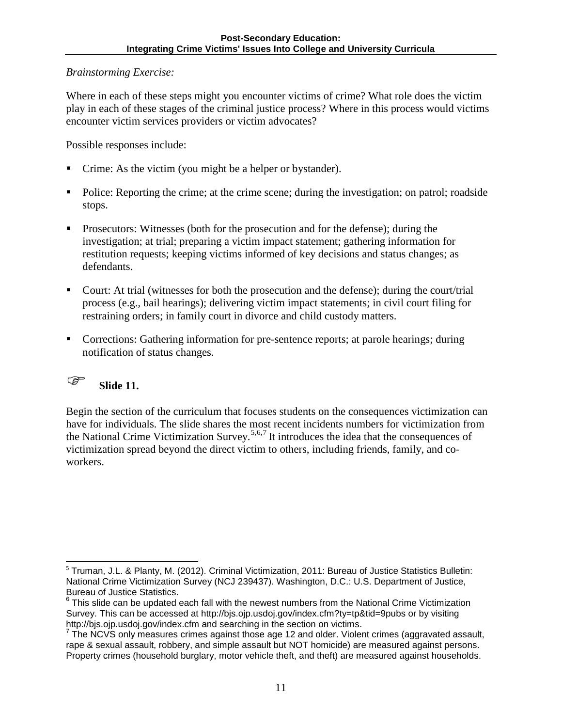*Brainstorming Exercise:*

Where in each of these steps might you encounter victims of crime? What role does the victim play in each of these stages of the criminal justice process? Where in this process would victims encounter victim services providers or victim advocates?

Possible responses include:

- Crime: As the victim (you might be a helper or bystander).
- Police: Reporting the crime; at the crime scene; during the investigation; on patrol; roadside stops.
- Prosecutors: Witnesses (both for the prosecution and for the defense); during the investigation; at trial; preparing a victim impact statement; gathering information for restitution requests; keeping victims informed of key decisions and status changes; as defendants.
- Court: At trial (witnesses for both the prosecution and the defense); during the court/trial process (e.g., bail hearings); delivering victim impact statements; in civil court filing for restraining orders; in family court in divorce and child custody matters.
- Corrections: Gathering information for pre-sentence reports; at parole hearings; during notification of status changes.

☞ **Slide 11.**

Begin the section of the curriculum that focuses students on the consequences victimization can have for individuals. The slide shares the most recent incidents numbers for victimization from the National Crime Victimization Survey.[5,6,7] It introduces the idea that the consequences of victimization spread beyond the direct victim to others, including friends, family, and co-workers.

---

[5] Truman, J.L. & Planty, M. (2012). Criminal Victimization, 2011: Bureau of Justice Statistics Bulletin: National Crime Victimization Survey (NCJ 239437). Washington, D.C.: U.S. Department of Justice, Bureau of Justice Statistics.

[6] This slide can be updated each fall with the newest numbers from the National Crime Victimization Survey. This can be accessed at http://bjs.ojp.usdoj.gov/index.cfm?ty=tp&tid=9pubs or by visiting http://bjs.ojp.usdoj.gov/index.cfm and searching in the section on victims.

[7] The NCVS only measures crimes against those age 12 and older. Violent crimes (aggravated assault, rape & sexual assault, robbery, and simple assault but NOT homicide) are measured against persons. Property crimes (household burglary, motor vehicle theft, and theft) are measured against households.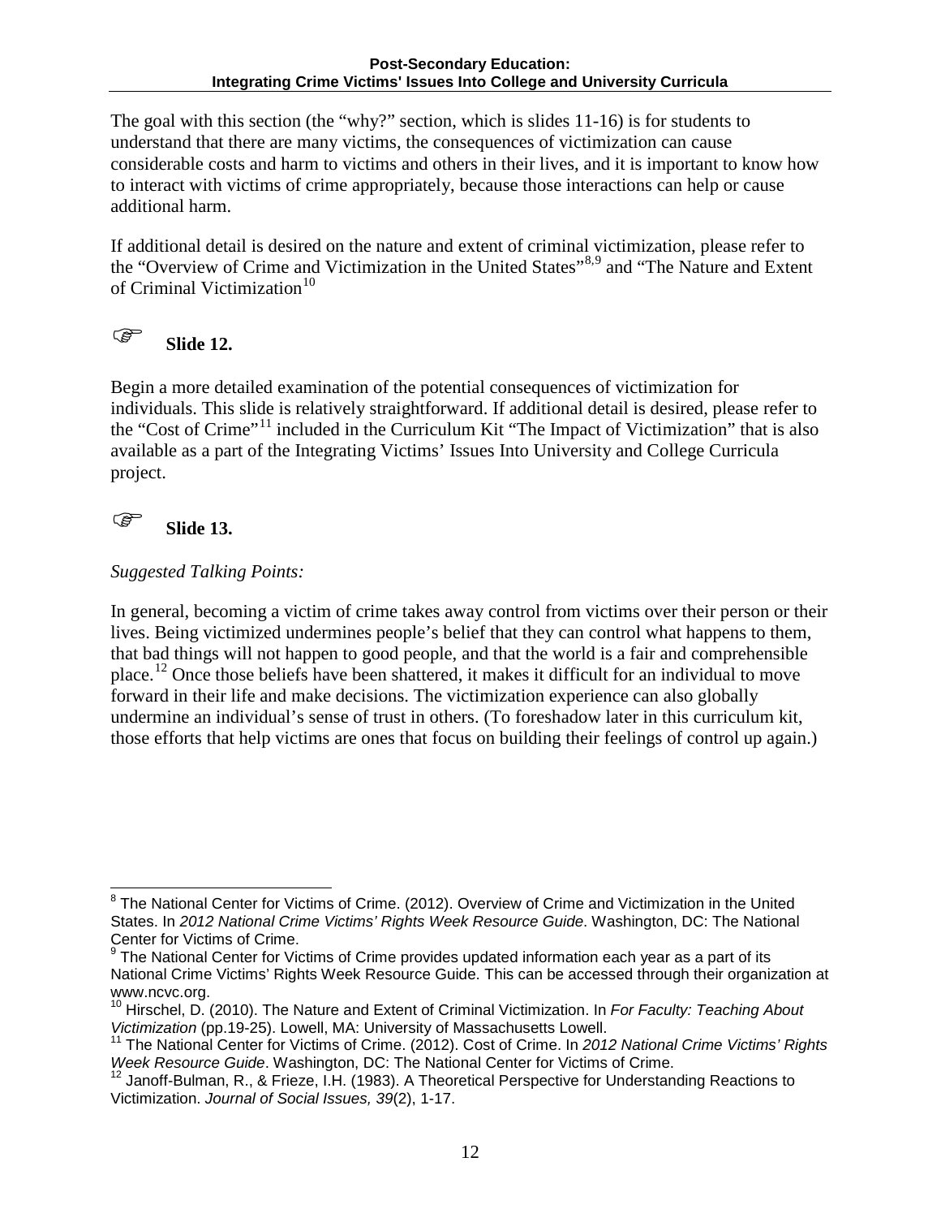The goal with this section (the "why?" section, which is slides 11-16) is for students to understand that there are many victims, the consequences of victimization can cause considerable costs and harm to victims and others in their lives, and it is important to know how to interact with victims of crime appropriately, because those interactions can help or cause additional harm.

If additional detail is desired on the nature and extent of criminal victimization, please refer to the "Overview of Crime and Victimization in the United States"[8,9] and "The Nature and Extent of Criminal Victimization[10]

☞ **Slide 12.**

Begin a more detailed examination of the potential consequences of victimization for individuals. This slide is relatively straightforward. If additional detail is desired, please refer to the "Cost of Crime"[11] included in the Curriculum Kit "The Impact of Victimization" that is also available as a part of the Integrating Victims' Issues Into University and College Curricula project.

☞ **Slide 13.**

*Suggested Talking Points:*

In general, becoming a victim of crime takes away control from victims over their person or their lives. Being victimized undermines people's belief that they can control what happens to them, that bad things will not happen to good people, and that the world is a fair and comprehensible place.[12] Once those beliefs have been shattered, it makes it difficult for an individual to move forward in their life and make decisions. The victimization experience can also globally undermine an individual's sense of trust in others. (To foreshadow later in this curriculum kit, those efforts that help victims are ones that focus on building their feelings of control up again.)

---

[8] The National Center for Victims of Crime. (2012). Overview of Crime and Victimization in the United States. In *2012 National Crime Victims' Rights Week Resource Guide*. Washington, DC: The National Center for Victims of Crime.

[9] The National Center for Victims of Crime provides updated information each year as a part of its National Crime Victims' Rights Week Resource Guide. This can be accessed through their organization at www.ncvc.org.

[10] Hirschel, D. (2010). The Nature and Extent of Criminal Victimization. In *For Faculty: Teaching About Victimization* (pp.19-25). Lowell, MA: University of Massachusetts Lowell.

[11] The National Center for Victims of Crime. (2012). Cost of Crime. In *2012 National Crime Victims' Rights Week Resource Guide*. Washington, DC: The National Center for Victims of Crime.

[12] Janoff-Bulman, R., & Frieze, I.H. (1983). A Theoretical Perspective for Understanding Reactions to Victimization. *Journal of Social Issues, 39*(2), 1-17.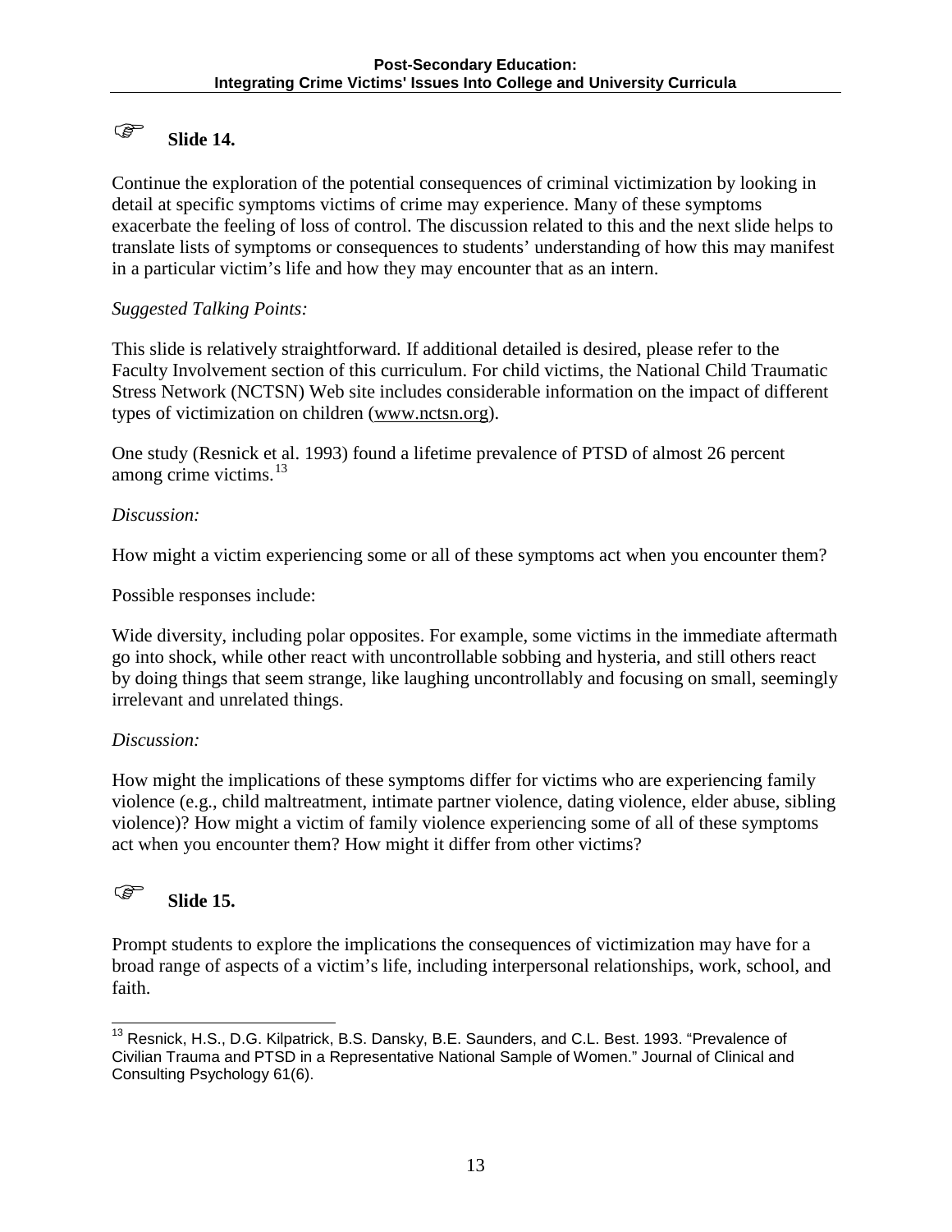## Slide 14.

Continue the exploration of the potential consequences of criminal victimization by looking in detail at specific symptoms victims of crime may experience. Many of these symptoms exacerbate the feeling of loss of control. The discussion related to this and the next slide helps to translate lists of symptoms or consequences to students' understanding of how this may manifest in a particular victim's life and how they may encounter that as an intern.

*Suggested Talking Points:*

This slide is relatively straightforward. If additional detailed is desired, please refer to the Faculty Involvement section of this curriculum. For child victims, the National Child Traumatic Stress Network (NCTSN) Web site includes considerable information on the impact of different types of victimization on children (www.nctsn.org).

One study (Resnick et al. 1993) found a lifetime prevalence of PTSD of almost 26 percent among crime victims.[13]

*Discussion:*

How might a victim experiencing some or all of these symptoms act when you encounter them?

Possible responses include:

Wide diversity, including polar opposites. For example, some victims in the immediate aftermath go into shock, while other react with uncontrollable sobbing and hysteria, and still others react by doing things that seem strange, like laughing uncontrollably and focusing on small, seemingly irrelevant and unrelated things.

*Discussion:*

How might the implications of these symptoms differ for victims who are experiencing family violence (e.g., child maltreatment, intimate partner violence, dating violence, elder abuse, sibling violence)? How might a victim of family violence experiencing some of all of these symptoms act when you encounter them? How might it differ from other victims?

## Slide 15.

Prompt students to explore the implications the consequences of victimization may have for a broad range of aspects of a victim's life, including interpersonal relationships, work, school, and faith.

---

[13] Resnick, H.S., D.G. Kilpatrick, B.S. Dansky, B.E. Saunders, and C.L. Best. 1993. "Prevalence of Civilian Trauma and PTSD in a Representative National Sample of Women." Journal of Clinical and Consulting Psychology 61(6).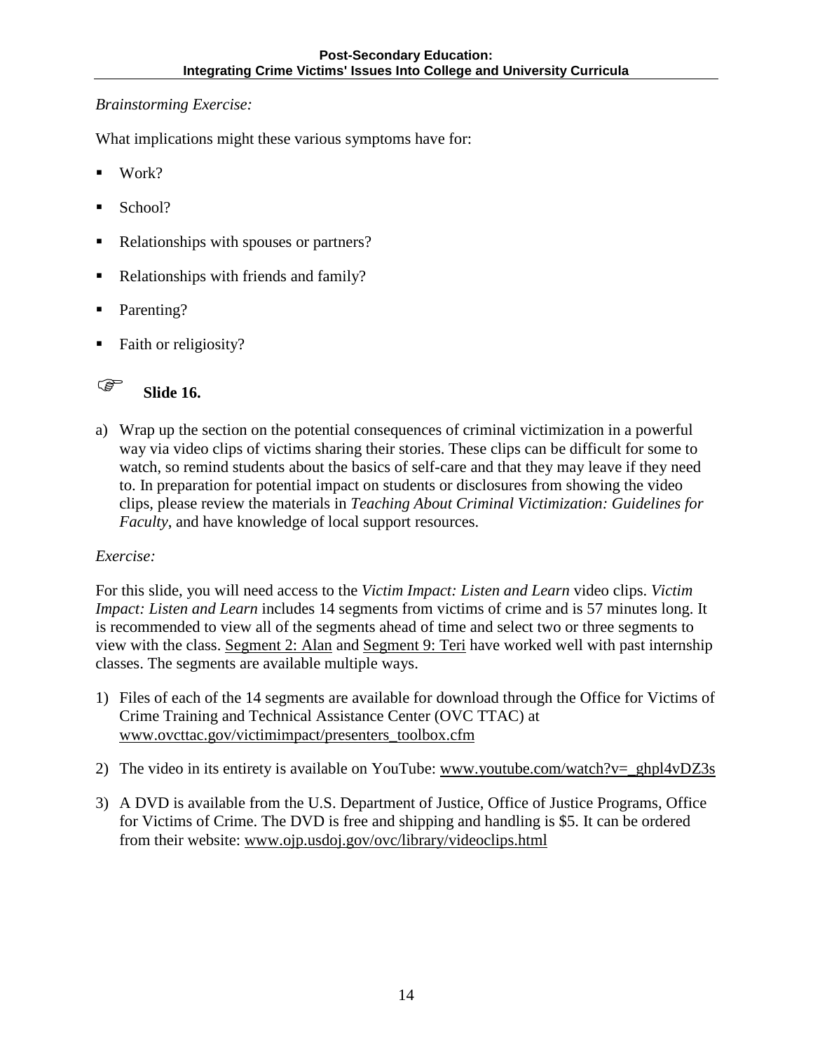*Brainstorming Exercise:*

What implications might these various symptoms have for:

- Work?
- School?
- Relationships with spouses or partners?
- Relationships with friends and family?
- Parenting?
- Faith or religiosity?

☞ **Slide 16.**

a) Wrap up the section on the potential consequences of criminal victimization in a powerful way via video clips of victims sharing their stories. These clips can be difficult for some to watch, so remind students about the basics of self-care and that they may leave if they need to. In preparation for potential impact on students or disclosures from showing the video clips, please review the materials in *Teaching About Criminal Victimization: Guidelines for Faculty*, and have knowledge of local support resources.

*Exercise:*

For this slide, you will need access to the *Victim Impact: Listen and Learn* video clips. *Victim Impact: Listen and Learn* includes 14 segments from victims of crime and is 57 minutes long. It is recommended to view all of the segments ahead of time and select two or three segments to view with the class. Segment 2: Alan and Segment 9: Teri have worked well with past internship classes. The segments are available multiple ways.

1) Files of each of the 14 segments are available for download through the Office for Victims of Crime Training and Technical Assistance Center (OVC TTAC) at www.ovcttac.gov/victimimpact/presenters_toolbox.cfm

2) The video in its entirety is available on YouTube: www.youtube.com/watch?v=_ghpl4vDZ3s

3) A DVD is available from the U.S. Department of Justice, Office of Justice Programs, Office for Victims of Crime. The DVD is free and shipping and handling is $5. It can be ordered from their website: www.ojp.usdoj.gov/ovc/library/videoclips.html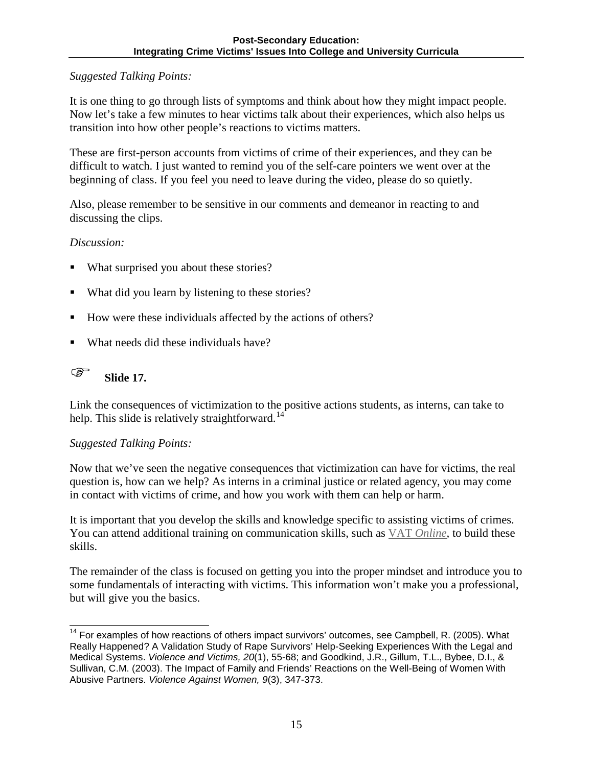*Suggested Talking Points:*

It is one thing to go through lists of symptoms and think about how they might impact people. Now let's take a few minutes to hear victims talk about their experiences, which also helps us transition into how other people's reactions to victims matters.

These are first-person accounts from victims of crime of their experiences, and they can be difficult to watch. I just wanted to remind you of the self-care pointers we went over at the beginning of class. If you feel you need to leave during the video, please do so quietly.

Also, please remember to be sensitive in our comments and demeanor in reacting to and discussing the clips.

*Discussion:*

- What surprised you about these stories?
- What did you learn by listening to these stories?
- How were these individuals affected by the actions of others?
- What needs did these individuals have?

☞ **Slide 17.**

Link the consequences of victimization to the positive actions students, as interns, can take to help. This slide is relatively straightforward.[14]

*Suggested Talking Points:*

Now that we've seen the negative consequences that victimization can have for victims, the real question is, how can we help? As interns in a criminal justice or related agency, you may come in contact with victims of crime, and how you work with them can help or harm.

It is important that you develop the skills and knowledge specific to assisting victims of crimes. You can attend additional training on communication skills, such as VAT *Online*, to build these skills.

The remainder of the class is focused on getting you into the proper mindset and introduce you to some fundamentals of interacting with victims. This information won't make you a professional, but will give you the basics.

---

[14] For examples of how reactions of others impact survivors' outcomes, see Campbell, R. (2005). What Really Happened? A Validation Study of Rape Survivors' Help-Seeking Experiences With the Legal and Medical Systems. *Violence and Victims, 20*(1), 55-68; and Goodkind, J.R., Gillum, T.L., Bybee, D.I., & Sullivan, C.M. (2003). The Impact of Family and Friends' Reactions on the Well-Being of Women With Abusive Partners. *Violence Against Women, 9*(3), 347-373.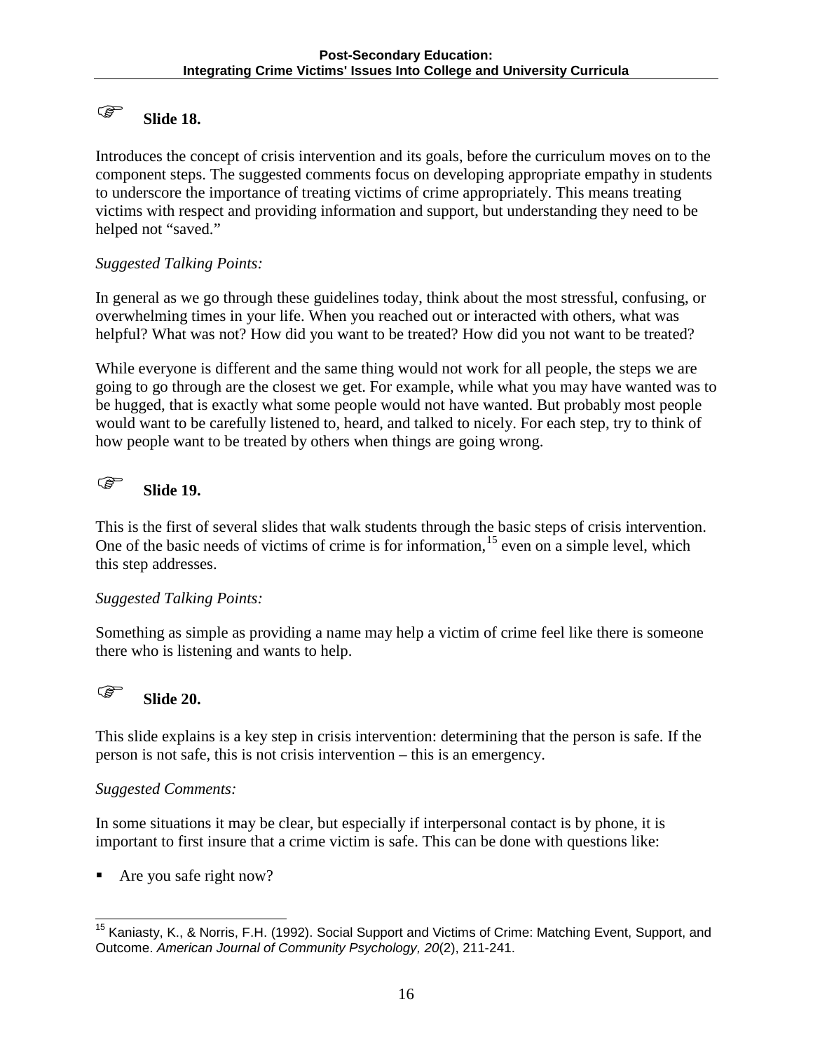## ☞ Slide 18.

Introduces the concept of crisis intervention and its goals, before the curriculum moves on to the component steps. The suggested comments focus on developing appropriate empathy in students to underscore the importance of treating victims of crime appropriately. This means treating victims with respect and providing information and support, but understanding they need to be helped not "saved."

*Suggested Talking Points:*

In general as we go through these guidelines today, think about the most stressful, confusing, or overwhelming times in your life. When you reached out or interacted with others, what was helpful? What was not? How did you want to be treated? How did you not want to be treated?

While everyone is different and the same thing would not work for all people, the steps we are going to go through are the closest we get. For example, while what you may have wanted was to be hugged, that is exactly what some people would not have wanted. But probably most people would want to be carefully listened to, heard, and talked to nicely. For each step, try to think of how people want to be treated by others when things are going wrong.

## ☞ Slide 19.

This is the first of several slides that walk students through the basic steps of crisis intervention. One of the basic needs of victims of crime is for information,[15] even on a simple level, which this step addresses.

*Suggested Talking Points:*

Something as simple as providing a name may help a victim of crime feel like there is someone there who is listening and wants to help.

## ☞ Slide 20.

This slide explains is a key step in crisis intervention: determining that the person is safe. If the person is not safe, this is not crisis intervention – this is an emergency.

*Suggested Comments:*

In some situations it may be clear, but especially if interpersonal contact is by phone, it is important to first insure that a crime victim is safe. This can be done with questions like:

- Are you safe right now?

---

[15] Kaniasty, K., & Norris, F.H. (1992). Social Support and Victims of Crime: Matching Event, Support, and Outcome. *American Journal of Community Psychology, 20*(2), 211-241.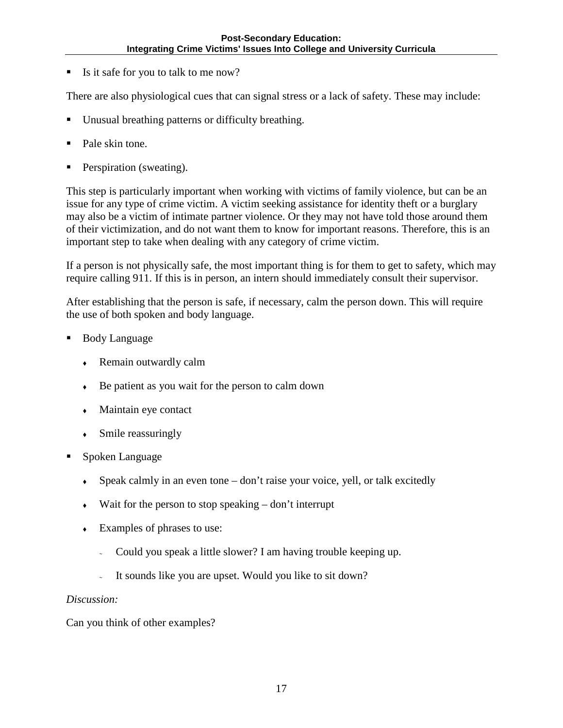- Is it safe for you to talk to me now?

There are also physiological cues that can signal stress or a lack of safety. These may include:

- Unusual breathing patterns or difficulty breathing.
- Pale skin tone.
- Perspiration (sweating).

This step is particularly important when working with victims of family violence, but can be an issue for any type of crime victim. A victim seeking assistance for identity theft or a burglary may also be a victim of intimate partner violence. Or they may not have told those around them of their victimization, and do not want them to know for important reasons. Therefore, this is an important step to take when dealing with any category of crime victim.

If a person is not physically safe, the most important thing is for them to get to safety, which may require calling 911. If this is in person, an intern should immediately consult their supervisor.

After establishing that the person is safe, if necessary, calm the person down. This will require the use of both spoken and body language.

- Body Language
  - Remain outwardly calm
  - Be patient as you wait for the person to calm down
  - Maintain eye contact
  - Smile reassuringly
- Spoken Language
  - Speak calmly in an even tone – don't raise your voice, yell, or talk excitedly
  - Wait for the person to stop speaking – don't interrupt
  - Examples of phrases to use:
    - Could you speak a little slower? I am having trouble keeping up.
    - It sounds like you are upset. Would you like to sit down?

*Discussion:*

Can you think of other examples?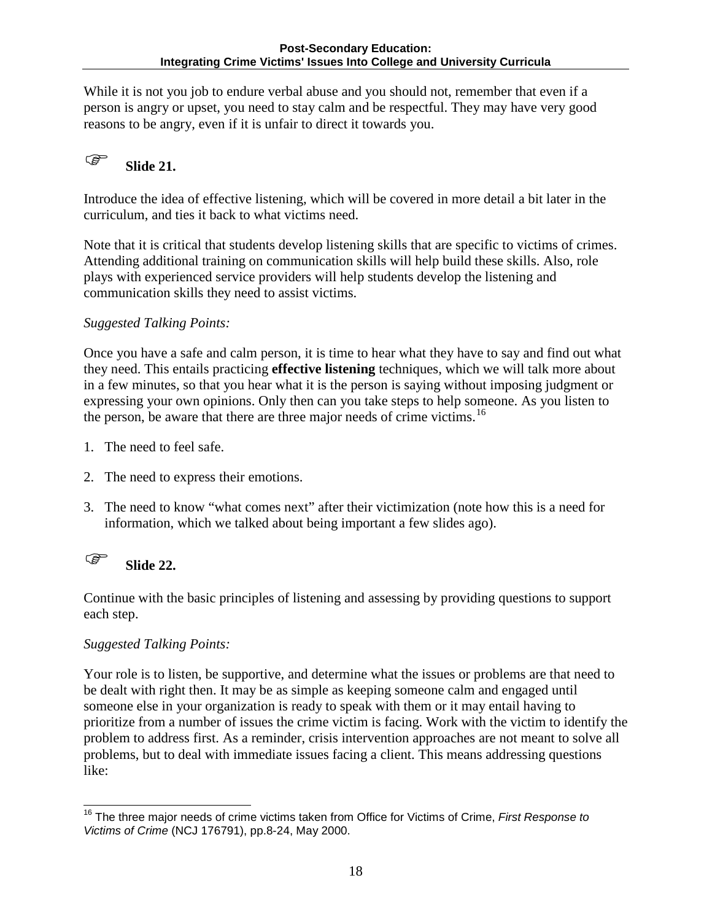While it is not you job to endure verbal abuse and you should not, remember that even if a person is angry or upset, you need to stay calm and be respectful. They may have very good reasons to be angry, even if it is unfair to direct it towards you.

☞ **Slide 21.**

Introduce the idea of effective listening, which will be covered in more detail a bit later in the curriculum, and ties it back to what victims need.

Note that it is critical that students develop listening skills that are specific to victims of crimes. Attending additional training on communication skills will help build these skills. Also, role plays with experienced service providers will help students develop the listening and communication skills they need to assist victims.

*Suggested Talking Points:*

Once you have a safe and calm person, it is time to hear what they have to say and find out what they need. This entails practicing **effective listening** techniques, which we will talk more about in a few minutes, so that you hear what it is the person is saying without imposing judgment or expressing your own opinions. Only then can you take steps to help someone. As you listen to the person, be aware that there are three major needs of crime victims.[16]

1. The need to feel safe.
2. The need to express their emotions.
3. The need to know "what comes next" after their victimization (note how this is a need for information, which we talked about being important a few slides ago).

☞ **Slide 22.**

Continue with the basic principles of listening and assessing by providing questions to support each step.

*Suggested Talking Points:*

Your role is to listen, be supportive, and determine what the issues or problems are that need to be dealt with right then. It may be as simple as keeping someone calm and engaged until someone else in your organization is ready to speak with them or it may entail having to prioritize from a number of issues the crime victim is facing. Work with the victim to identify the problem to address first. As a reminder, crisis intervention approaches are not meant to solve all problems, but to deal with immediate issues facing a client. This means addressing questions like:

---

[16] The three major needs of crime victims taken from Office for Victims of Crime, *First Response to Victims of Crime* (NCJ 176791), pp.8-24, May 2000.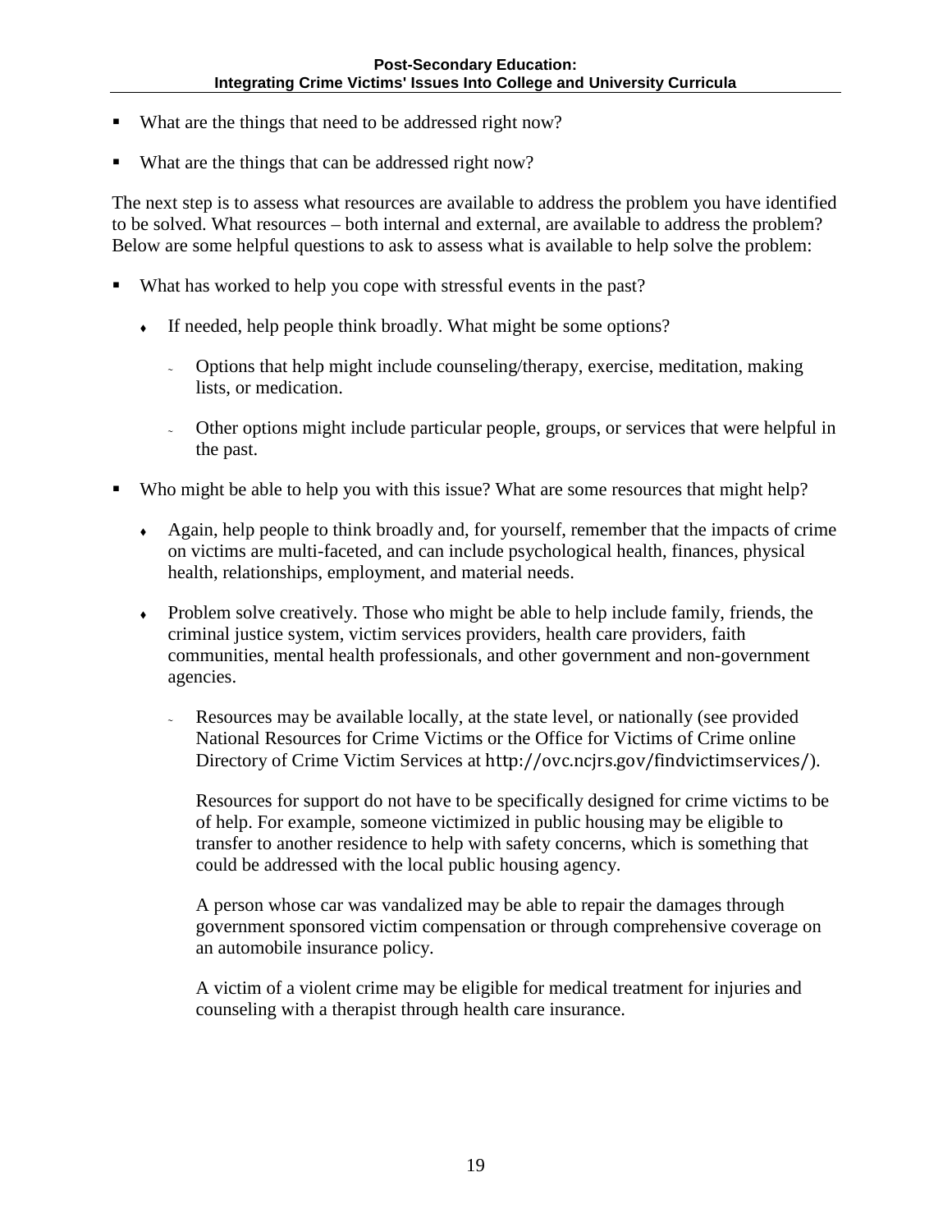- What are the things that need to be addressed right now?
- What are the things that can be addressed right now?

The next step is to assess what resources are available to address the problem you have identified to be solved. What resources – both internal and external, are available to address the problem? Below are some helpful questions to ask to assess what is available to help solve the problem:

- What has worked to help you cope with stressful events in the past?
    - If needed, help people think broadly. What might be some options?
        - Options that help might include counseling/therapy, exercise, meditation, making lists, or medication.
        - Other options might include particular people, groups, or services that were helpful in the past.
- Who might be able to help you with this issue? What are some resources that might help?
    - Again, help people to think broadly and, for yourself, remember that the impacts of crime on victims are multi-faceted, and can include psychological health, finances, physical health, relationships, employment, and material needs.
    - Problem solve creatively. Those who might be able to help include family, friends, the criminal justice system, victim services providers, health care providers, faith communities, mental health professionals, and other government and non-government agencies.
        - Resources may be available locally, at the state level, or nationally (see provided National Resources for Crime Victims or the Office for Victims of Crime online Directory of Crime Victim Services at http://ovc.ncjrs.gov/findvictimservices/).

          Resources for support do not have to be specifically designed for crime victims to be of help. For example, someone victimized in public housing may be eligible to transfer to another residence to help with safety concerns, which is something that could be addressed with the local public housing agency.

          A person whose car was vandalized may be able to repair the damages through government sponsored victim compensation or through comprehensive coverage on an automobile insurance policy.

          A victim of a violent crime may be eligible for medical treatment for injuries and counseling with a therapist through health care insurance.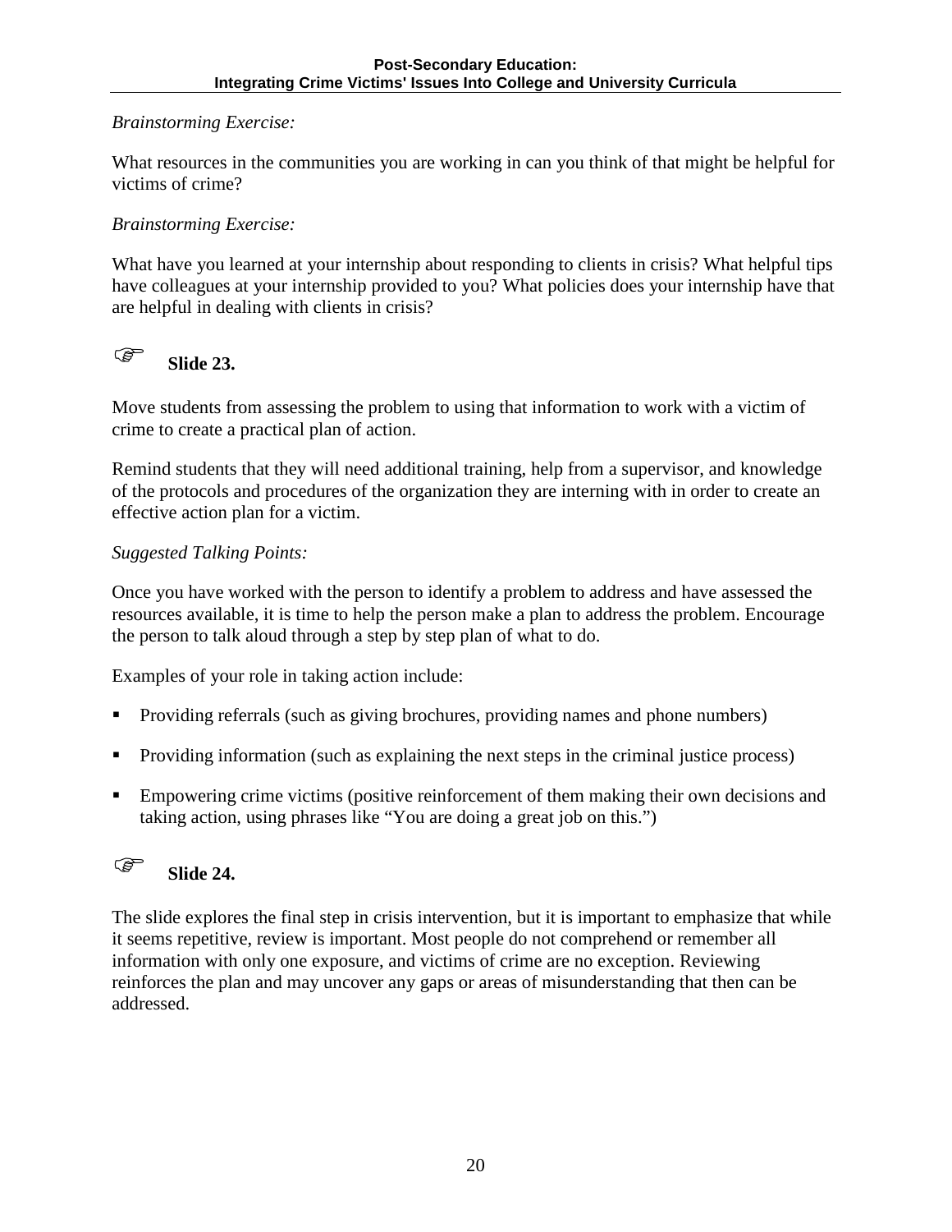*Brainstorming Exercise:*

What resources in the communities you are working in can you think of that might be helpful for victims of crime?

*Brainstorming Exercise:*

What have you learned at your internship about responding to clients in crisis? What helpful tips have colleagues at your internship provided to you? What policies does your internship have that are helpful in dealing with clients in crisis?

☞ **Slide 23.**

Move students from assessing the problem to using that information to work with a victim of crime to create a practical plan of action.

Remind students that they will need additional training, help from a supervisor, and knowledge of the protocols and procedures of the organization they are interning with in order to create an effective action plan for a victim.

*Suggested Talking Points:*

Once you have worked with the person to identify a problem to address and have assessed the resources available, it is time to help the person make a plan to address the problem. Encourage the person to talk aloud through a step by step plan of what to do.

Examples of your role in taking action include:

- Providing referrals (such as giving brochures, providing names and phone numbers)
- Providing information (such as explaining the next steps in the criminal justice process)
- Empowering crime victims (positive reinforcement of them making their own decisions and taking action, using phrases like "You are doing a great job on this.")

☞ **Slide 24.**

The slide explores the final step in crisis intervention, but it is important to emphasize that while it seems repetitive, review is important. Most people do not comprehend or remember all information with only one exposure, and victims of crime are no exception. Reviewing reinforces the plan and may uncover any gaps or areas of misunderstanding that then can be addressed.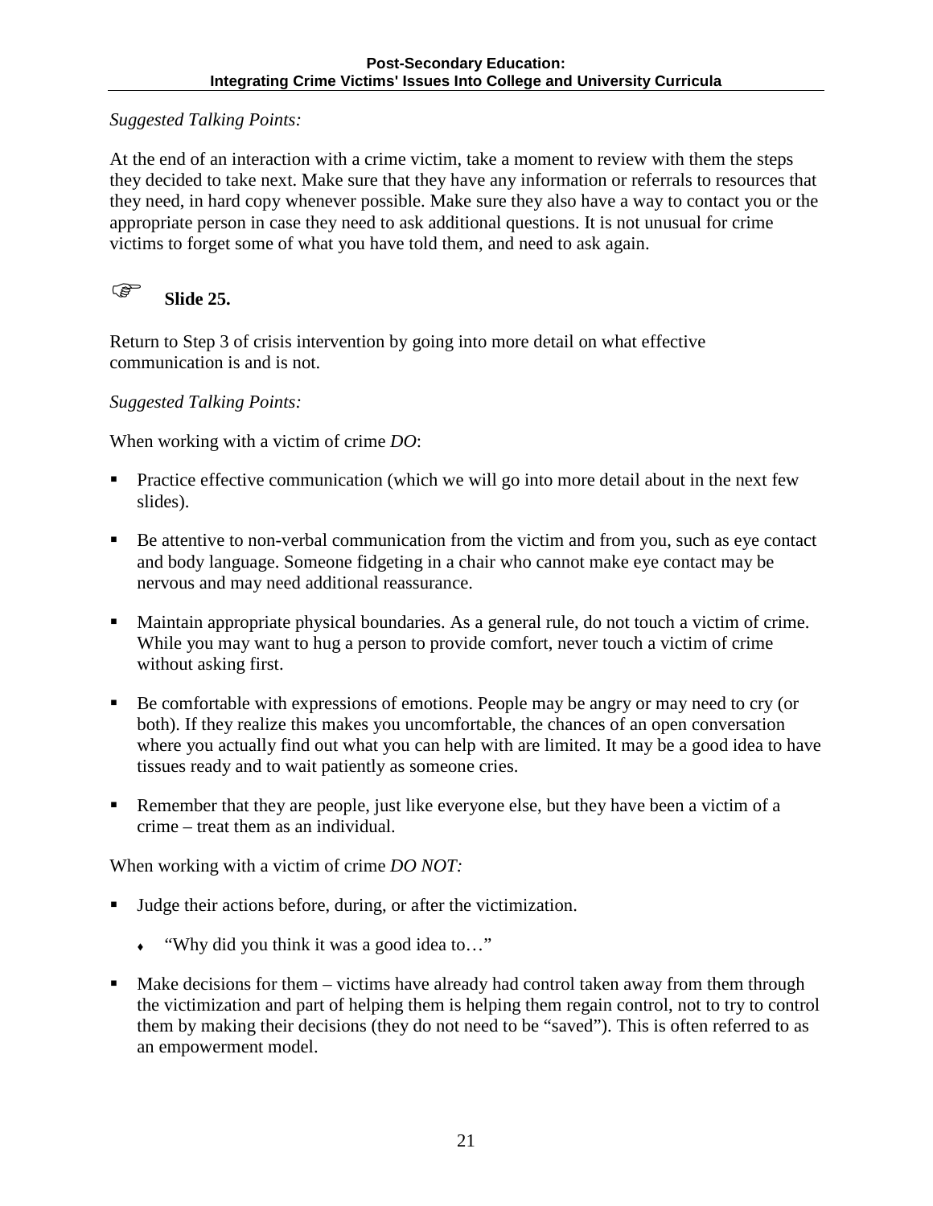*Suggested Talking Points:*

At the end of an interaction with a crime victim, take a moment to review with them the steps they decided to take next. Make sure that they have any information or referrals to resources that they need, in hard copy whenever possible. Make sure they also have a way to contact you or the appropriate person in case they need to ask additional questions. It is not unusual for crime victims to forget some of what you have told them, and need to ask again.

☞ **Slide 25.**

Return to Step 3 of crisis intervention by going into more detail on what effective communication is and is not.

*Suggested Talking Points:*

When working with a victim of crime *DO*:

- Practice effective communication (which we will go into more detail about in the next few slides).
- Be attentive to non-verbal communication from the victim and from you, such as eye contact and body language. Someone fidgeting in a chair who cannot make eye contact may be nervous and may need additional reassurance.
- Maintain appropriate physical boundaries. As a general rule, do not touch a victim of crime. While you may want to hug a person to provide comfort, never touch a victim of crime without asking first.
- Be comfortable with expressions of emotions. People may be angry or may need to cry (or both). If they realize this makes you uncomfortable, the chances of an open conversation where you actually find out what you can help with are limited. It may be a good idea to have tissues ready and to wait patiently as someone cries.
- Remember that they are people, just like everyone else, but they have been a victim of a crime – treat them as an individual.

When working with a victim of crime *DO NOT:*

- Judge their actions before, during, or after the victimization.
  - "Why did you think it was a good idea to…"
- Make decisions for them – victims have already had control taken away from them through the victimization and part of helping them is helping them regain control, not to try to control them by making their decisions (they do not need to be "saved"). This is often referred to as an empowerment model.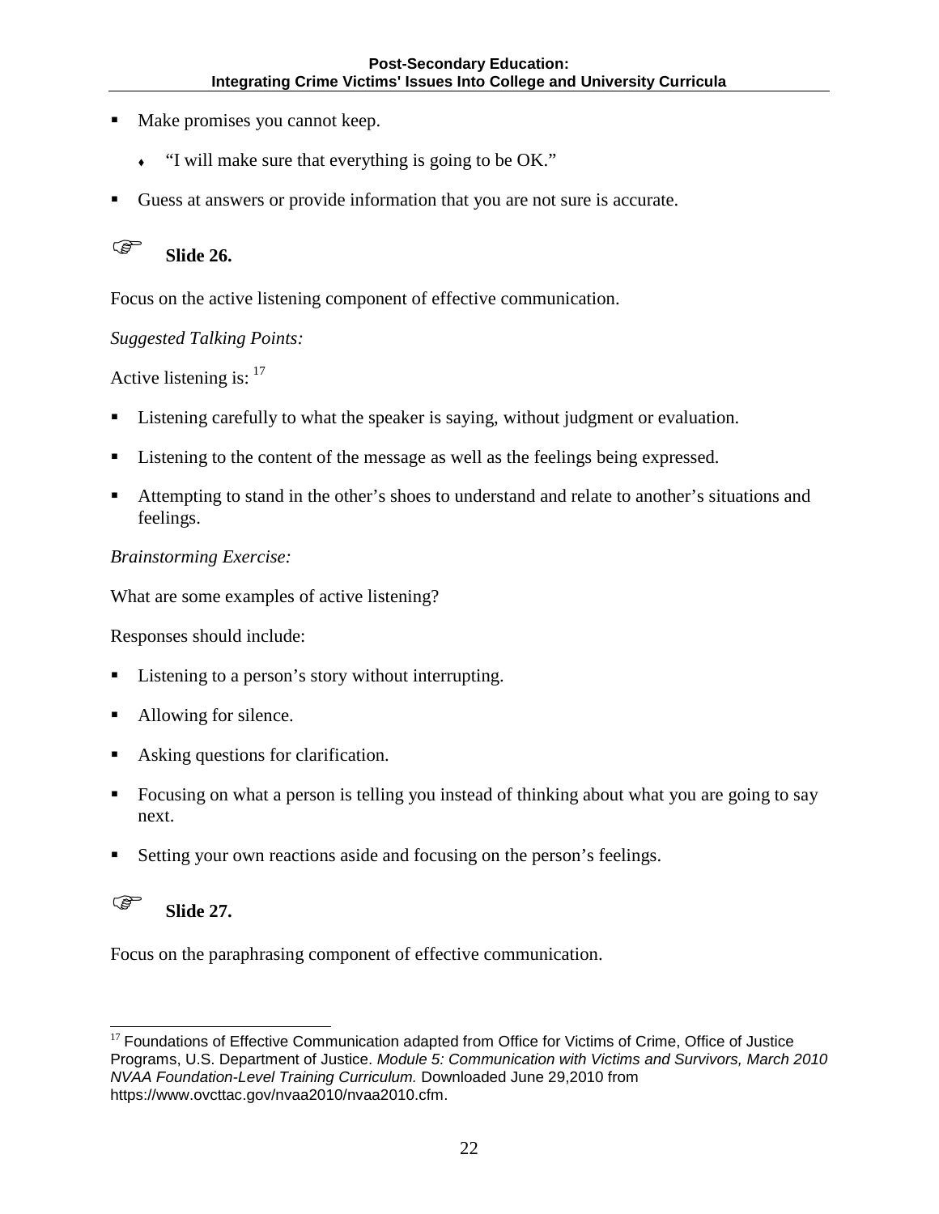- Make promises you cannot keep.
    - "I will make sure that everything is going to be OK."
- Guess at answers or provide information that you are not sure is accurate.

☞ **Slide 26.**

Focus on the active listening component of effective communication.

*Suggested Talking Points:*

Active listening is: [17]

- Listening carefully to what the speaker is saying, without judgment or evaluation.
- Listening to the content of the message as well as the feelings being expressed.
- Attempting to stand in the other's shoes to understand and relate to another's situations and feelings.

*Brainstorming Exercise:*

What are some examples of active listening?

Responses should include:

- Listening to a person's story without interrupting.
- Allowing for silence.
- Asking questions for clarification.
- Focusing on what a person is telling you instead of thinking about what you are going to say next.
- Setting your own reactions aside and focusing on the person's feelings.

☞ **Slide 27.**

Focus on the paraphrasing component of effective communication.

---

[17] Foundations of Effective Communication adapted from Office for Victims of Crime, Office of Justice Programs, U.S. Department of Justice. *Module 5: Communication with Victims and Survivors, March 2010 NVAA Foundation-Level Training Curriculum.* Downloaded June 29,2010 from https://www.ovcttac.gov/nvaa2010/nvaa2010.cfm.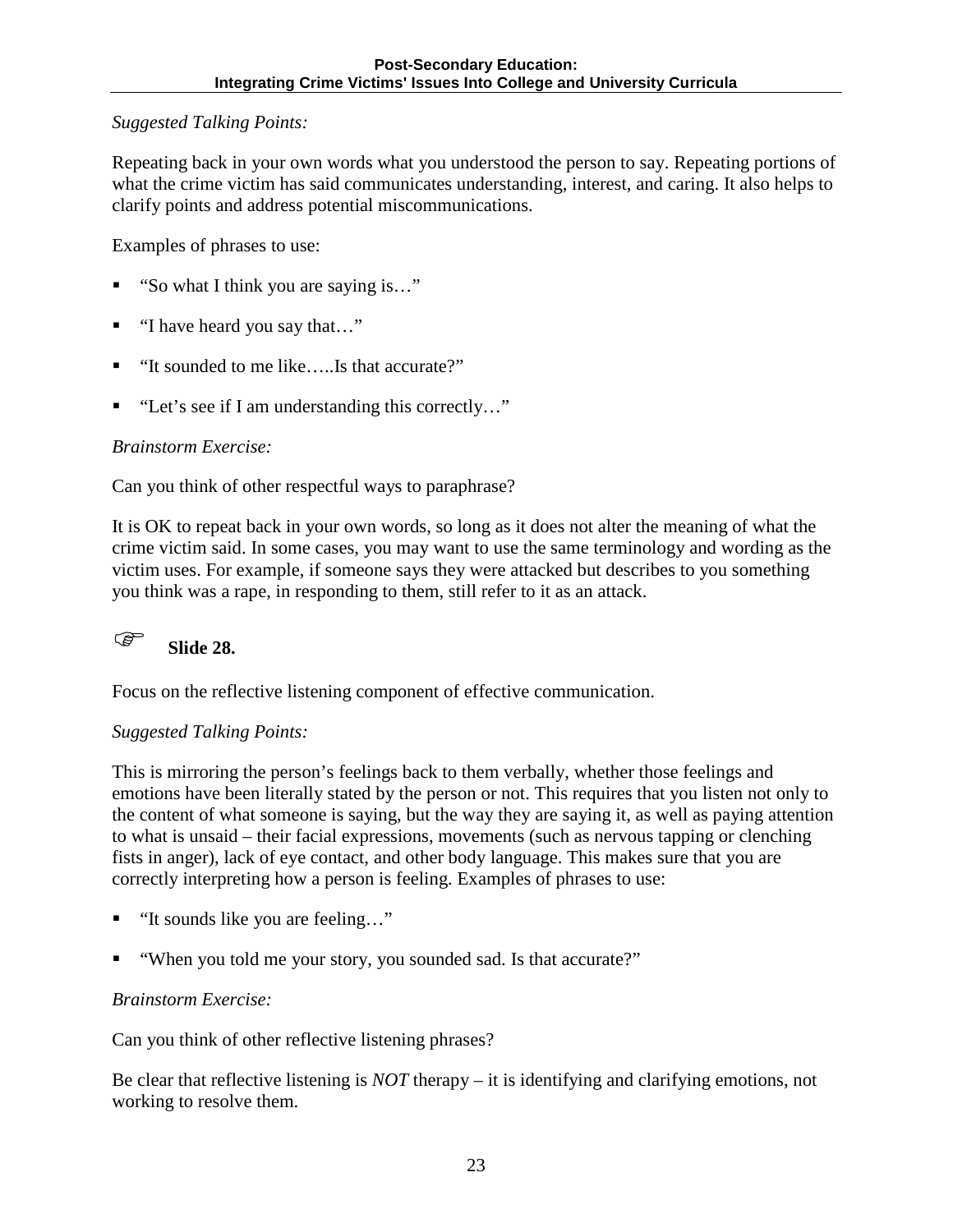*Suggested Talking Points:*

Repeating back in your own words what you understood the person to say. Repeating portions of what the crime victim has said communicates understanding, interest, and caring. It also helps to clarify points and address potential miscommunications.

Examples of phrases to use:

- "So what I think you are saying is…"
- "I have heard you say that…"
- "It sounded to me like…..Is that accurate?"
- "Let's see if I am understanding this correctly…"

*Brainstorm Exercise:*

Can you think of other respectful ways to paraphrase?

It is OK to repeat back in your own words, so long as it does not alter the meaning of what the crime victim said. In some cases, you may want to use the same terminology and wording as the victim uses. For example, if someone says they were attacked but describes to you something you think was a rape, in responding to them, still refer to it as an attack.

☞ **Slide 28.**

Focus on the reflective listening component of effective communication.

*Suggested Talking Points:*

This is mirroring the person's feelings back to them verbally, whether those feelings and emotions have been literally stated by the person or not. This requires that you listen not only to the content of what someone is saying, but the way they are saying it, as well as paying attention to what is unsaid – their facial expressions, movements (such as nervous tapping or clenching fists in anger), lack of eye contact, and other body language. This makes sure that you are correctly interpreting how a person is feeling. Examples of phrases to use:

- "It sounds like you are feeling…"
- "When you told me your story, you sounded sad. Is that accurate?"

*Brainstorm Exercise:*

Can you think of other reflective listening phrases?

Be clear that reflective listening is *NOT* therapy – it is identifying and clarifying emotions, not working to resolve them.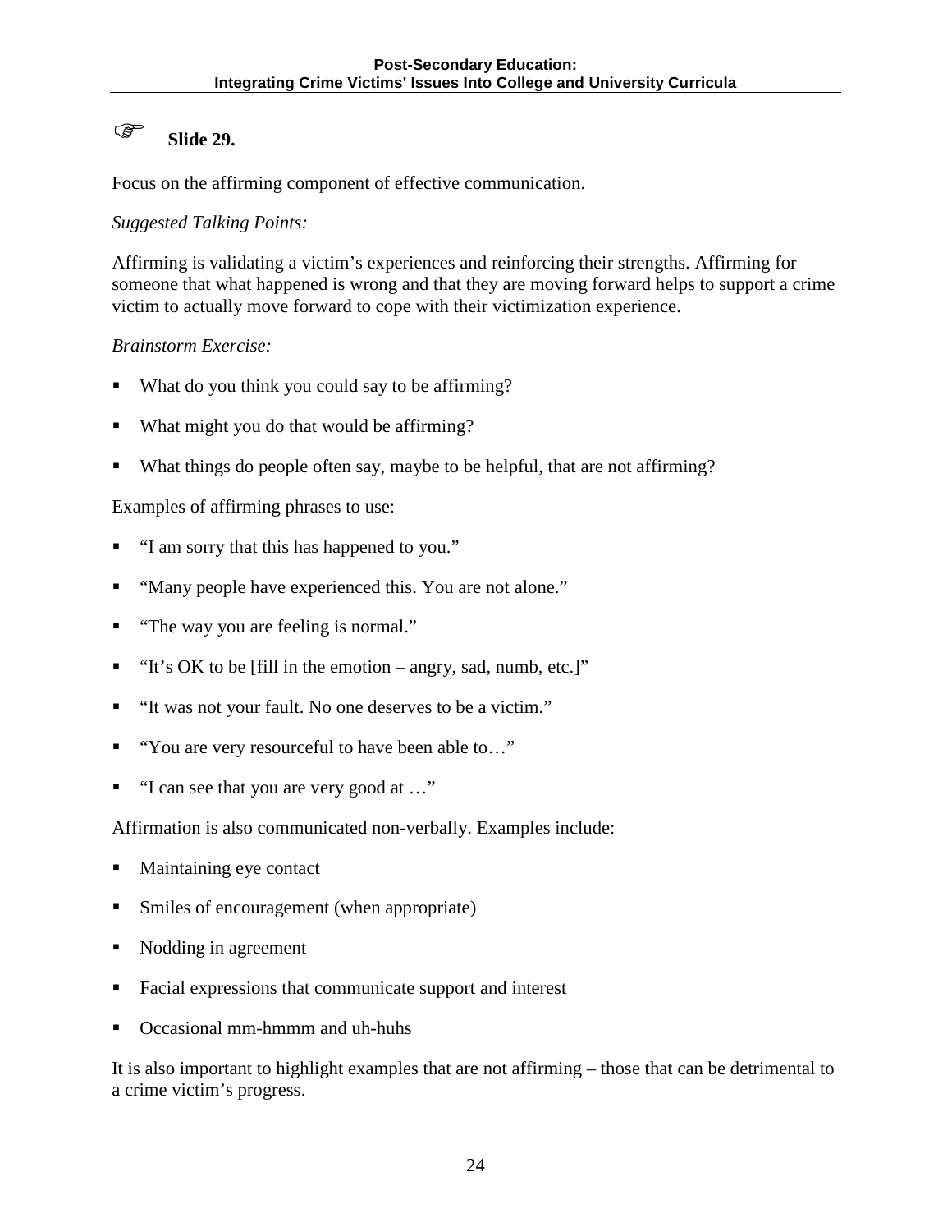☞ **Slide 29.**

Focus on the affirming component of effective communication.

*Suggested Talking Points:*

Affirming is validating a victim's experiences and reinforcing their strengths. Affirming for someone that what happened is wrong and that they are moving forward helps to support a crime victim to actually move forward to cope with their victimization experience.

*Brainstorm Exercise:*

- What do you think you could say to be affirming?
- What might you do that would be affirming?
- What things do people often say, maybe to be helpful, that are not affirming?

Examples of affirming phrases to use:

- "I am sorry that this has happened to you."
- "Many people have experienced this. You are not alone."
- "The way you are feeling is normal."
- "It's OK to be [fill in the emotion – angry, sad, numb, etc.]"
- "It was not your fault. No one deserves to be a victim."
- "You are very resourceful to have been able to…"
- "I can see that you are very good at …"

Affirmation is also communicated non-verbally. Examples include:

- Maintaining eye contact
- Smiles of encouragement (when appropriate)
- Nodding in agreement
- Facial expressions that communicate support and interest
- Occasional mm-hmmm and uh-huhs

It is also important to highlight examples that are not affirming – those that can be detrimental to a crime victim's progress.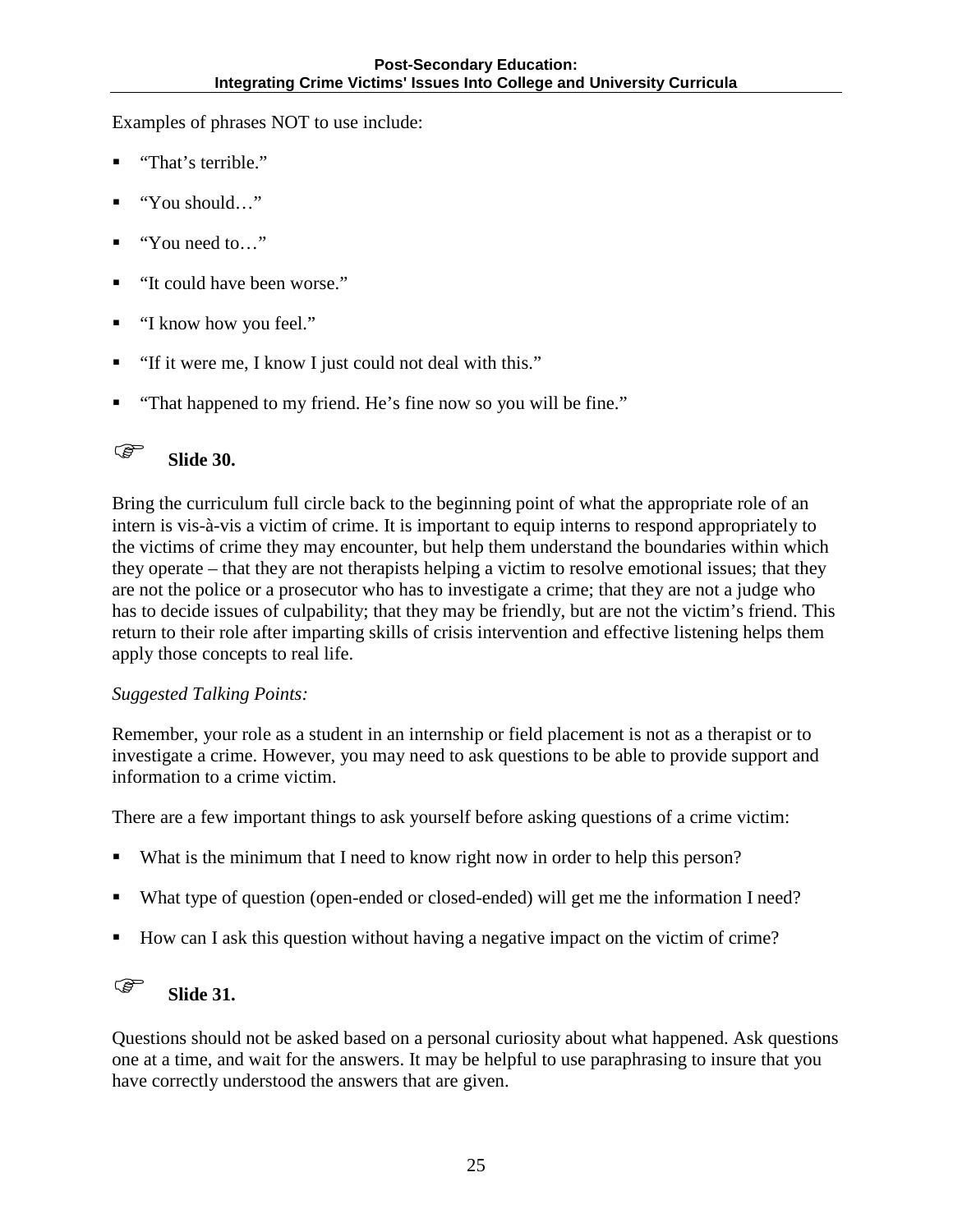Examples of phrases NOT to use include:

- "That's terrible."
- "You should…"
- "You need to…"
- "It could have been worse."
- "I know how you feel."
- "If it were me, I know I just could not deal with this."
- "That happened to my friend. He's fine now so you will be fine."

☞ **Slide 30.**

Bring the curriculum full circle back to the beginning point of what the appropriate role of an intern is vis-à-vis a victim of crime. It is important to equip interns to respond appropriately to the victims of crime they may encounter, but help them understand the boundaries within which they operate – that they are not therapists helping a victim to resolve emotional issues; that they are not the police or a prosecutor who has to investigate a crime; that they are not a judge who has to decide issues of culpability; that they may be friendly, but are not the victim's friend. This return to their role after imparting skills of crisis intervention and effective listening helps them apply those concepts to real life.

*Suggested Talking Points:*

Remember, your role as a student in an internship or field placement is not as a therapist or to investigate a crime. However, you may need to ask questions to be able to provide support and information to a crime victim.

There are a few important things to ask yourself before asking questions of a crime victim:

- What is the minimum that I need to know right now in order to help this person?
- What type of question (open-ended or closed-ended) will get me the information I need?
- How can I ask this question without having a negative impact on the victim of crime?

☞ **Slide 31.**

Questions should not be asked based on a personal curiosity about what happened. Ask questions one at a time, and wait for the answers. It may be helpful to use paraphrasing to insure that you have correctly understood the answers that are given.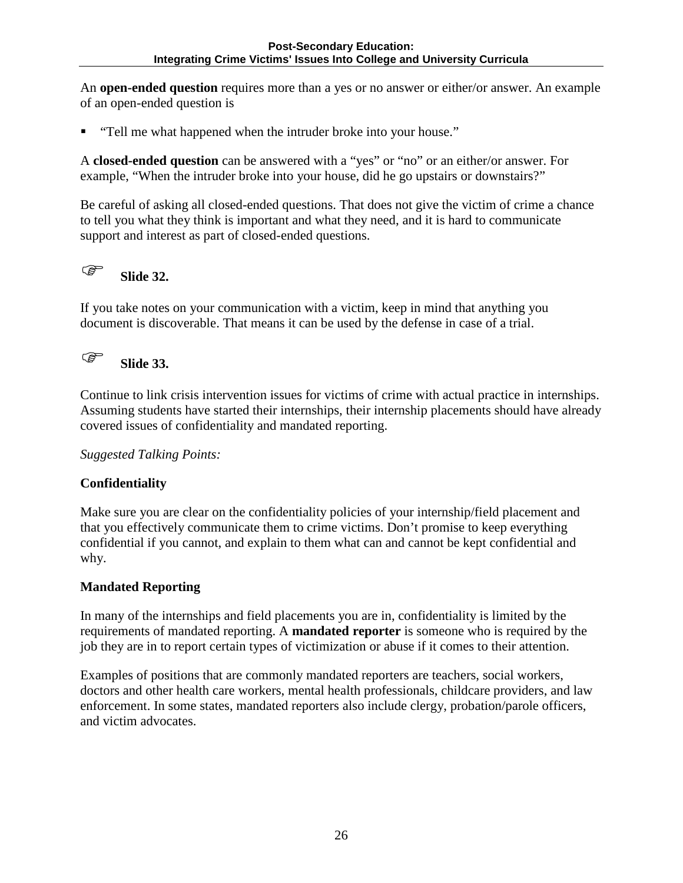An **open-ended question** requires more than a yes or no answer or either/or answer. An example of an open-ended question is

- "Tell me what happened when the intruder broke into your house."

A **closed-ended question** can be answered with a "yes" or "no" or an either/or answer. For example, "When the intruder broke into your house, did he go upstairs or downstairs?"

Be careful of asking all closed-ended questions. That does not give the victim of crime a chance to tell you what they think is important and what they need, and it is hard to communicate support and interest as part of closed-ended questions.

☞ **Slide 32.**

If you take notes on your communication with a victim, keep in mind that anything you document is discoverable. That means it can be used by the defense in case of a trial.

☞ **Slide 33.**

Continue to link crisis intervention issues for victims of crime with actual practice in internships. Assuming students have started their internships, their internship placements should have already covered issues of confidentiality and mandated reporting.

*Suggested Talking Points:*

**Confidentiality**

Make sure you are clear on the confidentiality policies of your internship/field placement and that you effectively communicate them to crime victims. Don't promise to keep everything confidential if you cannot, and explain to them what can and cannot be kept confidential and why.

**Mandated Reporting**

In many of the internships and field placements you are in, confidentiality is limited by the requirements of mandated reporting. A **mandated reporter** is someone who is required by the job they are in to report certain types of victimization or abuse if it comes to their attention.

Examples of positions that are commonly mandated reporters are teachers, social workers, doctors and other health care workers, mental health professionals, childcare providers, and law enforcement. In some states, mandated reporters also include clergy, probation/parole officers, and victim advocates.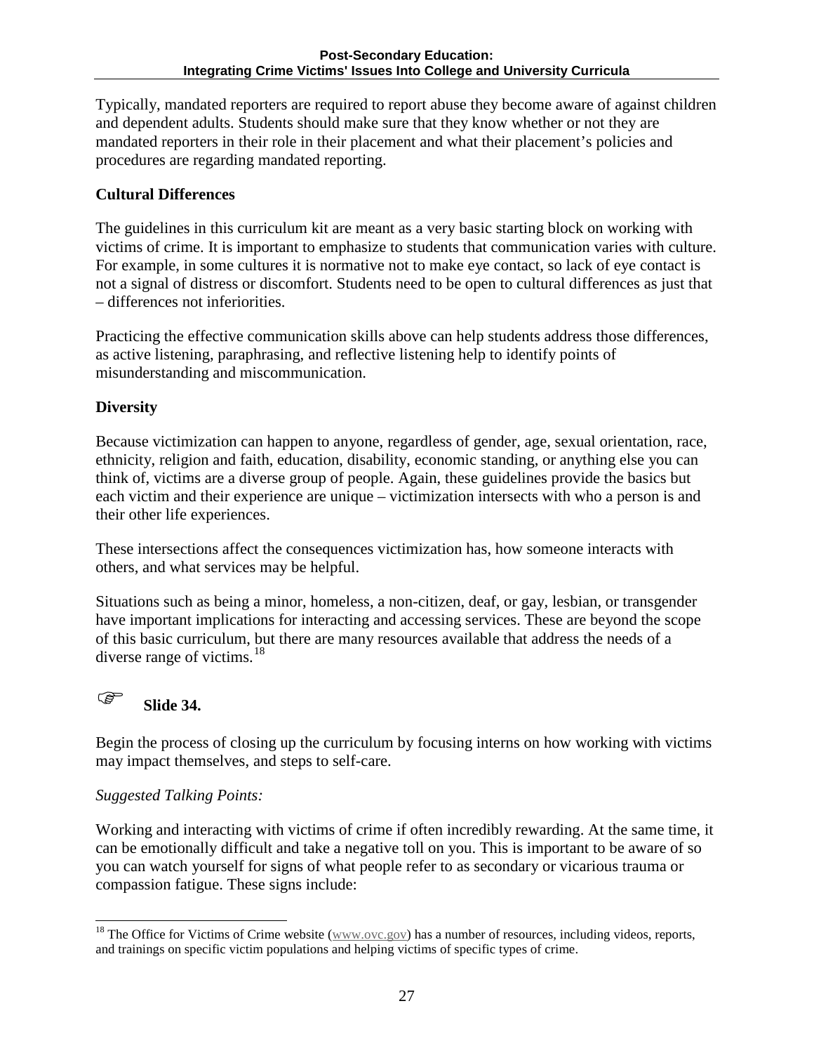Typically, mandated reporters are required to report abuse they become aware of against children and dependent adults. Students should make sure that they know whether or not they are mandated reporters in their role in their placement and what their placement's policies and procedures are regarding mandated reporting.

**Cultural Differences**

The guidelines in this curriculum kit are meant as a very basic starting block on working with victims of crime. It is important to emphasize to students that communication varies with culture. For example, in some cultures it is normative not to make eye contact, so lack of eye contact is not a signal of distress or discomfort. Students need to be open to cultural differences as just that – differences not inferiorities.

Practicing the effective communication skills above can help students address those differences, as active listening, paraphrasing, and reflective listening help to identify points of misunderstanding and miscommunication.

**Diversity**

Because victimization can happen to anyone, regardless of gender, age, sexual orientation, race, ethnicity, religion and faith, education, disability, economic standing, or anything else you can think of, victims are a diverse group of people. Again, these guidelines provide the basics but each victim and their experience are unique – victimization intersects with who a person is and their other life experiences.

These intersections affect the consequences victimization has, how someone interacts with others, and what services may be helpful.

Situations such as being a minor, homeless, a non-citizen, deaf, or gay, lesbian, or transgender have important implications for interacting and accessing services. These are beyond the scope of this basic curriculum, but there are many resources available that address the needs of a diverse range of victims.[18]

☞ **Slide 34.**

Begin the process of closing up the curriculum by focusing interns on how working with victims may impact themselves, and steps to self-care.

*Suggested Talking Points:*

Working and interacting with victims of crime if often incredibly rewarding. At the same time, it can be emotionally difficult and take a negative toll on you. This is important to be aware of so you can watch yourself for signs of what people refer to as secondary or vicarious trauma or compassion fatigue. These signs include:

---

[18] The Office for Victims of Crime website (www.ovc.gov) has a number of resources, including videos, reports, and trainings on specific victim populations and helping victims of specific types of crime.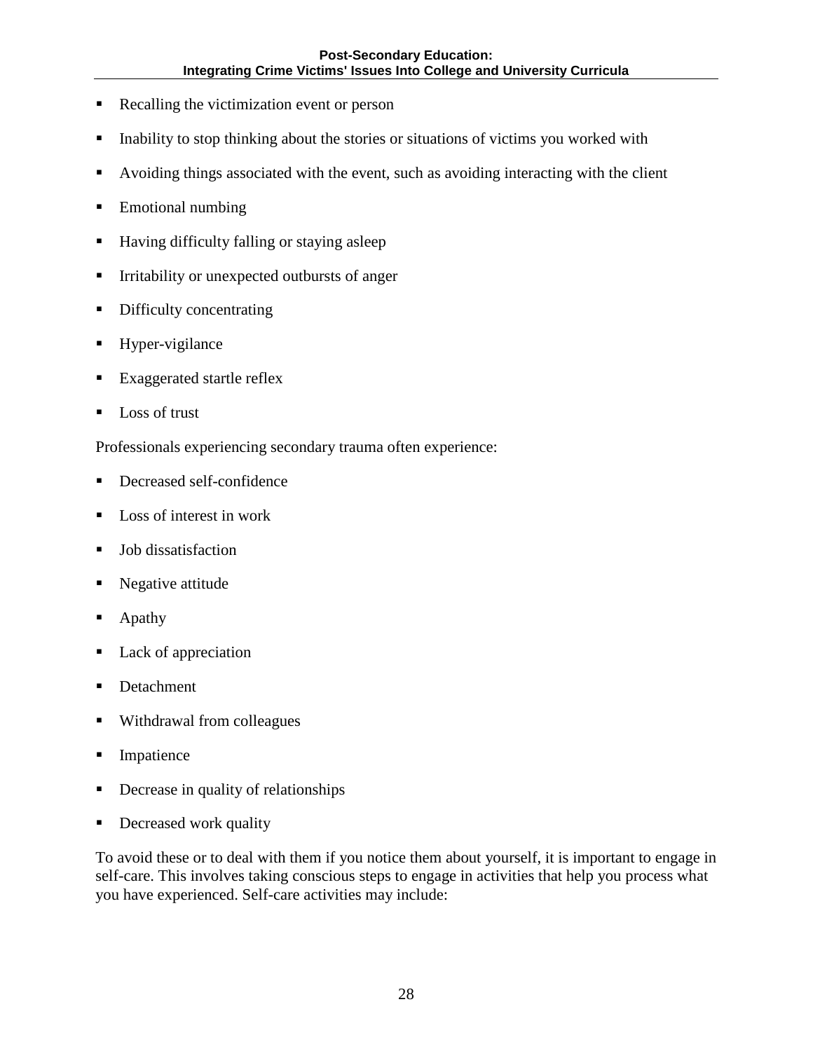- Recalling the victimization event or person
- Inability to stop thinking about the stories or situations of victims you worked with
- Avoiding things associated with the event, such as avoiding interacting with the client
- Emotional numbing
- Having difficulty falling or staying asleep
- Irritability or unexpected outbursts of anger
- Difficulty concentrating
- Hyper-vigilance
- Exaggerated startle reflex
- Loss of trust

Professionals experiencing secondary trauma often experience:

- Decreased self-confidence
- Loss of interest in work
- Job dissatisfaction
- Negative attitude
- Apathy
- Lack of appreciation
- Detachment
- Withdrawal from colleagues
- Impatience
- Decrease in quality of relationships
- Decreased work quality

To avoid these or to deal with them if you notice them about yourself, it is important to engage in self-care. This involves taking conscious steps to engage in activities that help you process what you have experienced. Self-care activities may include: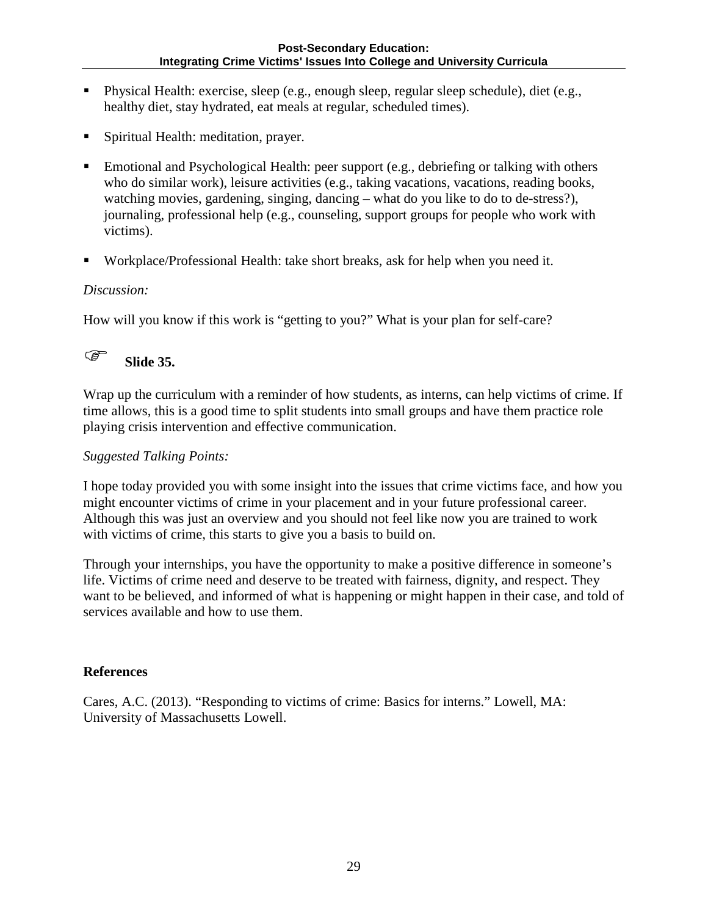- Physical Health: exercise, sleep (e.g., enough sleep, regular sleep schedule), diet (e.g., healthy diet, stay hydrated, eat meals at regular, scheduled times).
- Spiritual Health: meditation, prayer.
- Emotional and Psychological Health: peer support (e.g., debriefing or talking with others who do similar work), leisure activities (e.g., taking vacations, vacations, reading books, watching movies, gardening, singing, dancing – what do you like to do to de-stress?), journaling, professional help (e.g., counseling, support groups for people who work with victims).
- Workplace/Professional Health: take short breaks, ask for help when you need it.

*Discussion:*

How will you know if this work is "getting to you?" What is your plan for self-care?

☞ **Slide 35.**

Wrap up the curriculum with a reminder of how students, as interns, can help victims of crime. If time allows, this is a good time to split students into small groups and have them practice role playing crisis intervention and effective communication.

*Suggested Talking Points:*

I hope today provided you with some insight into the issues that crime victims face, and how you might encounter victims of crime in your placement and in your future professional career. Although this was just an overview and you should not feel like now you are trained to work with victims of crime, this starts to give you a basis to build on.

Through your internships, you have the opportunity to make a positive difference in someone's life. Victims of crime need and deserve to be treated with fairness, dignity, and respect. They want to be believed, and informed of what is happening or might happen in their case, and told of services available and how to use them.

**References**

Cares, A.C. (2013). "Responding to victims of crime: Basics for interns." Lowell, MA: University of Massachusetts Lowell.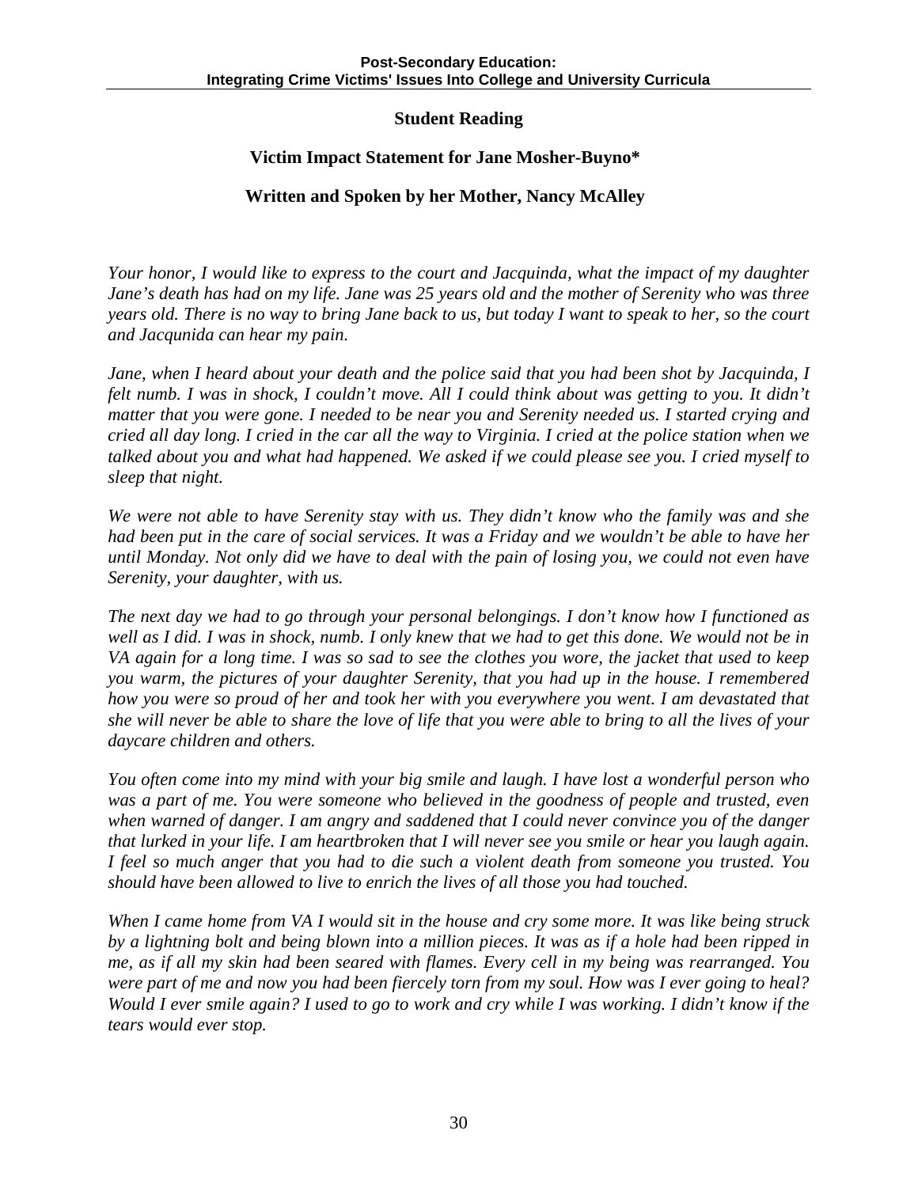**Student Reading**

**Victim Impact Statement for Jane Mosher-Buyno***

**Written and Spoken by her Mother, Nancy McAlley**

*Your honor, I would like to express to the court and Jacquinda, what the impact of my daughter Jane's death has had on my life. Jane was 25 years old and the mother of Serenity who was three years old. There is no way to bring Jane back to us, but today I want to speak to her, so the court and Jacqunida can hear my pain.*

*Jane, when I heard about your death and the police said that you had been shot by Jacquinda, I felt numb. I was in shock, I couldn't move. All I could think about was getting to you. It didn't matter that you were gone. I needed to be near you and Serenity needed us. I started crying and cried all day long. I cried in the car all the way to Virginia. I cried at the police station when we talked about you and what had happened. We asked if we could please see you. I cried myself to sleep that night.*

*We were not able to have Serenity stay with us. They didn't know who the family was and she had been put in the care of social services. It was a Friday and we wouldn't be able to have her until Monday. Not only did we have to deal with the pain of losing you, we could not even have Serenity, your daughter, with us.*

*The next day we had to go through your personal belongings. I don't know how I functioned as well as I did. I was in shock, numb. I only knew that we had to get this done. We would not be in VA again for a long time. I was so sad to see the clothes you wore, the jacket that used to keep you warm, the pictures of your daughter Serenity, that you had up in the house. I remembered how you were so proud of her and took her with you everywhere you went. I am devastated that she will never be able to share the love of life that you were able to bring to all the lives of your daycare children and others.*

*You often come into my mind with your big smile and laugh. I have lost a wonderful person who was a part of me. You were someone who believed in the goodness of people and trusted, even when warned of danger. I am angry and saddened that I could never convince you of the danger that lurked in your life. I am heartbroken that I will never see you smile or hear you laugh again. I feel so much anger that you had to die such a violent death from someone you trusted. You should have been allowed to live to enrich the lives of all those you had touched.*

*When I came home from VA I would sit in the house and cry some more. It was like being struck by a lightning bolt and being blown into a million pieces. It was as if a hole had been ripped in me, as if all my skin had been seared with flames. Every cell in my being was rearranged. You were part of me and now you had been fiercely torn from my soul. How was I ever going to heal? Would I ever smile again? I used to go to work and cry while I was working. I didn't know if the tears would ever stop.*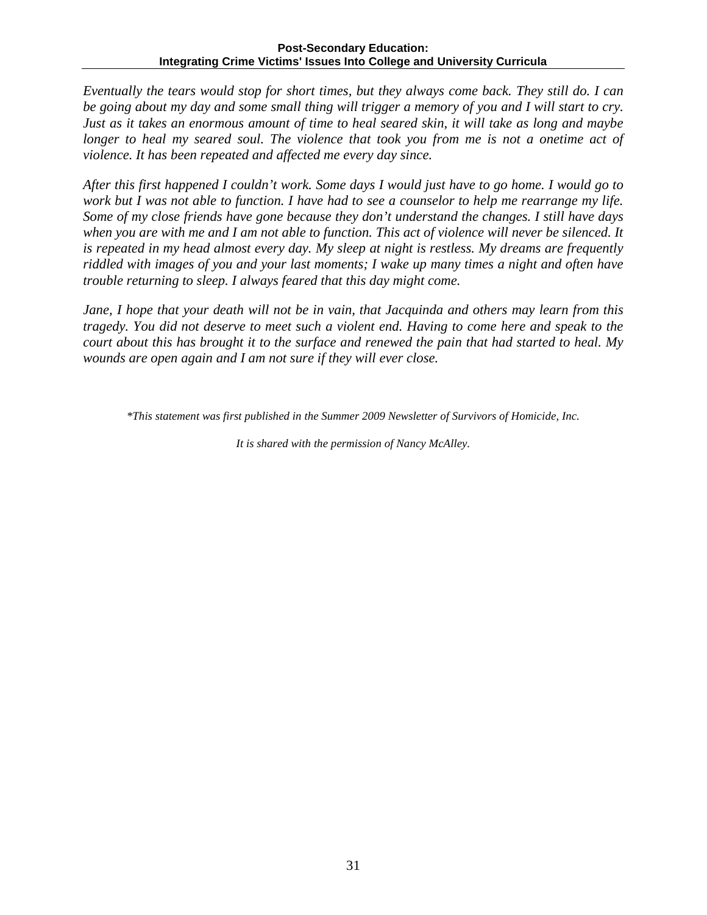*Eventually the tears would stop for short times, but they always come back. They still do. I can be going about my day and some small thing will trigger a memory of you and I will start to cry. Just as it takes an enormous amount of time to heal seared skin, it will take as long and maybe longer to heal my seared soul. The violence that took you from me is not a onetime act of violence. It has been repeated and affected me every day since.*

*After this first happened I couldn't work. Some days I would just have to go home. I would go to work but I was not able to function. I have had to see a counselor to help me rearrange my life. Some of my close friends have gone because they don't understand the changes. I still have days when you are with me and I am not able to function. This act of violence will never be silenced. It is repeated in my head almost every day. My sleep at night is restless. My dreams are frequently riddled with images of you and your last moments; I wake up many times a night and often have trouble returning to sleep. I always feared that this day might come.*

*Jane, I hope that your death will not be in vain, that Jacquinda and others may learn from this tragedy. You did not deserve to meet such a violent end. Having to come here and speak to the court about this has brought it to the surface and renewed the pain that had started to heal. My wounds are open again and I am not sure if they will ever close.*

*\*This statement was first published in the Summer 2009 Newsletter of Survivors of Homicide, Inc.*

*It is shared with the permission of Nancy McAlley.*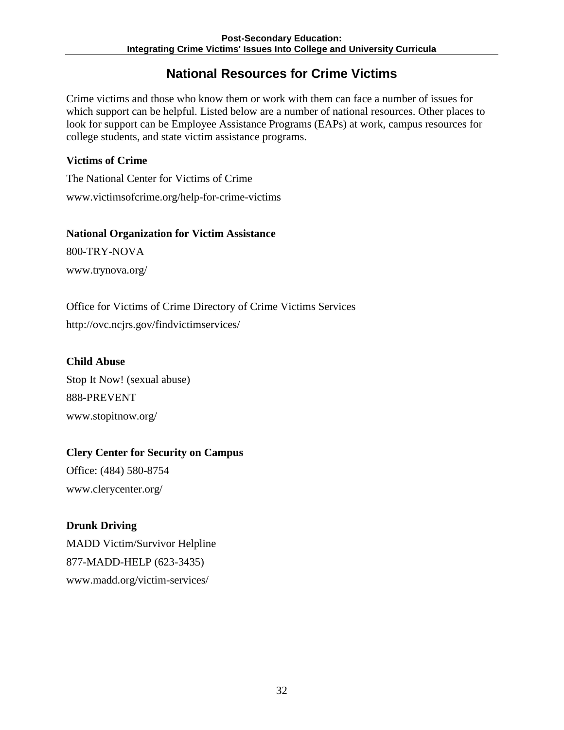# National Resources for Crime Victims

Crime victims and those who know them or work with them can face a number of issues for which support can be helpful. Listed below are a number of national resources. Other places to look for support can be Employee Assistance Programs (EAPs) at work, campus resources for college students, and state victim assistance programs.

**Victims of Crime**

The National Center for Victims of Crime

www.victimsofcrime.org/help-for-crime-victims

**National Organization for Victim Assistance**

800-TRY-NOVA

www.trynova.org/

Office for Victims of Crime Directory of Crime Victims Services

http://ovc.ncjrs.gov/findvictimservices/

**Child Abuse**

Stop It Now! (sexual abuse)

888-PREVENT

www.stopitnow.org/

**Clery Center for Security on Campus**

Office: (484) 580-8754

www.clerycenter.org/

**Drunk Driving**

MADD Victim/Survivor Helpline

877-MADD-HELP (623-3435)

www.madd.org/victim-services/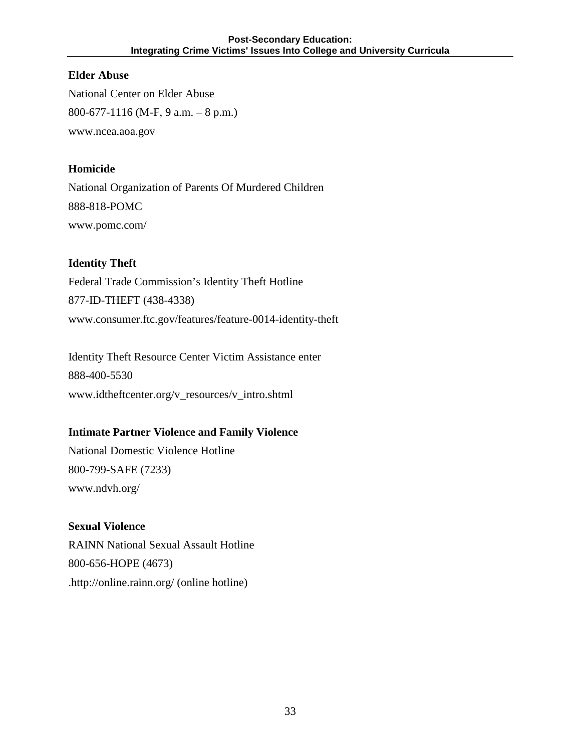**Elder Abuse**

National Center on Elder Abuse

800-677-1116 (M-F, 9 a.m. – 8 p.m.)

www.ncea.aoa.gov

**Homicide**

National Organization of Parents Of Murdered Children

888-818-POMC

www.pomc.com/

**Identity Theft**

Federal Trade Commission’s Identity Theft Hotline

877-ID-THEFT (438-4338)

www.consumer.ftc.gov/features/feature-0014-identity-theft

Identity Theft Resource Center Victim Assistance enter

888-400-5530

www.idtheftcenter.org/v_resources/v_intro.shtml

**Intimate Partner Violence and Family Violence**

National Domestic Violence Hotline

800-799-SAFE (7233)

www.ndvh.org/

**Sexual Violence**

RAINN National Sexual Assault Hotline

800-656-HOPE (4673)

.http://online.rainn.org/ (online hotline)